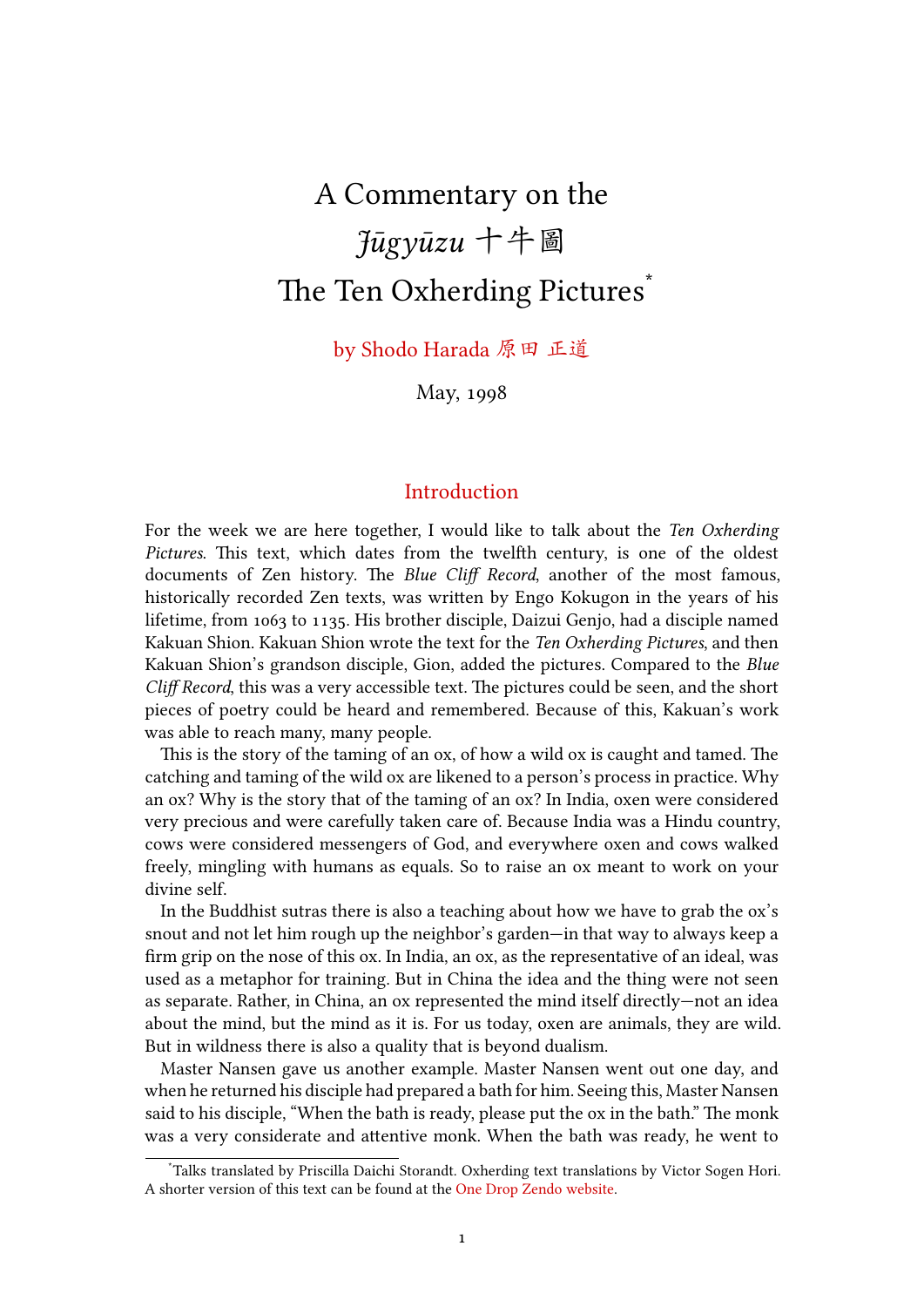# A Commentary on the *Jūgyūzu* 十牛圖 The Ten Oxherding Pictures[*]

by Shodo Harada 原田 正道

May, 1998

## Introduction

For the week we are here together, I would like to talk about the *Ten Oxherding Pictures*. This text, which dates from the twelfth century, is one of the oldest documents of Zen history. The *Blue Cliff Record*, another of the most famous, historically recorded Zen texts, was written by Engo Kokugon in the years of his lifetime, from 1063 to 1135. His brother disciple, Daizui Genjo, had a disciple named Kakuan Shion. Kakuan Shion wrote the text for the *Ten Oxherding Pictures*, and then Kakuan Shion's grandson disciple, Gion, added the pictures. Compared to the *Blue Cliff Record*, this was a very accessible text. The pictures could be seen, and the short pieces of poetry could be heard and remembered. Because of this, Kakuan's work was able to reach many, many people.

This is the story of the taming of an ox, of how a wild ox is caught and tamed. The catching and taming of the wild ox are likened to a person's process in practice. Why an ox? Why is the story that of the taming of an ox? In India, oxen were considered very precious and were carefully taken care of. Because India was a Hindu country, cows were considered messengers of God, and everywhere oxen and cows walked freely, mingling with humans as equals. So to raise an ox meant to work on your divine self.

In the Buddhist sutras there is also a teaching about how we have to grab the ox's snout and not let him rough up the neighbor's garden—in that way to always keep a firm grip on the nose of this ox. In India, an ox, as the representative of an ideal, was used as a metaphor for training. But in China the idea and the thing were not seen as separate. Rather, in China, an ox represented the mind itself directly—not an idea about the mind, but the mind as it is. For us today, oxen are animals, they are wild. But in wildness there is also a quality that is beyond dualism.

Master Nansen gave us another example. Master Nansen went out one day, and when he returned his disciple had prepared a bath for him. Seeing this, Master Nansen said to his disciple, "When the bath is ready, please put the ox in the bath." The monk was a very considerate and attentive monk. When the bath was ready, he went to

---

[*] Talks translated by Priscilla Daichi Storandt. Oxherding text translations by Victor Sogen Hori. A shorter version of this text can be found at the One Drop Zendo website.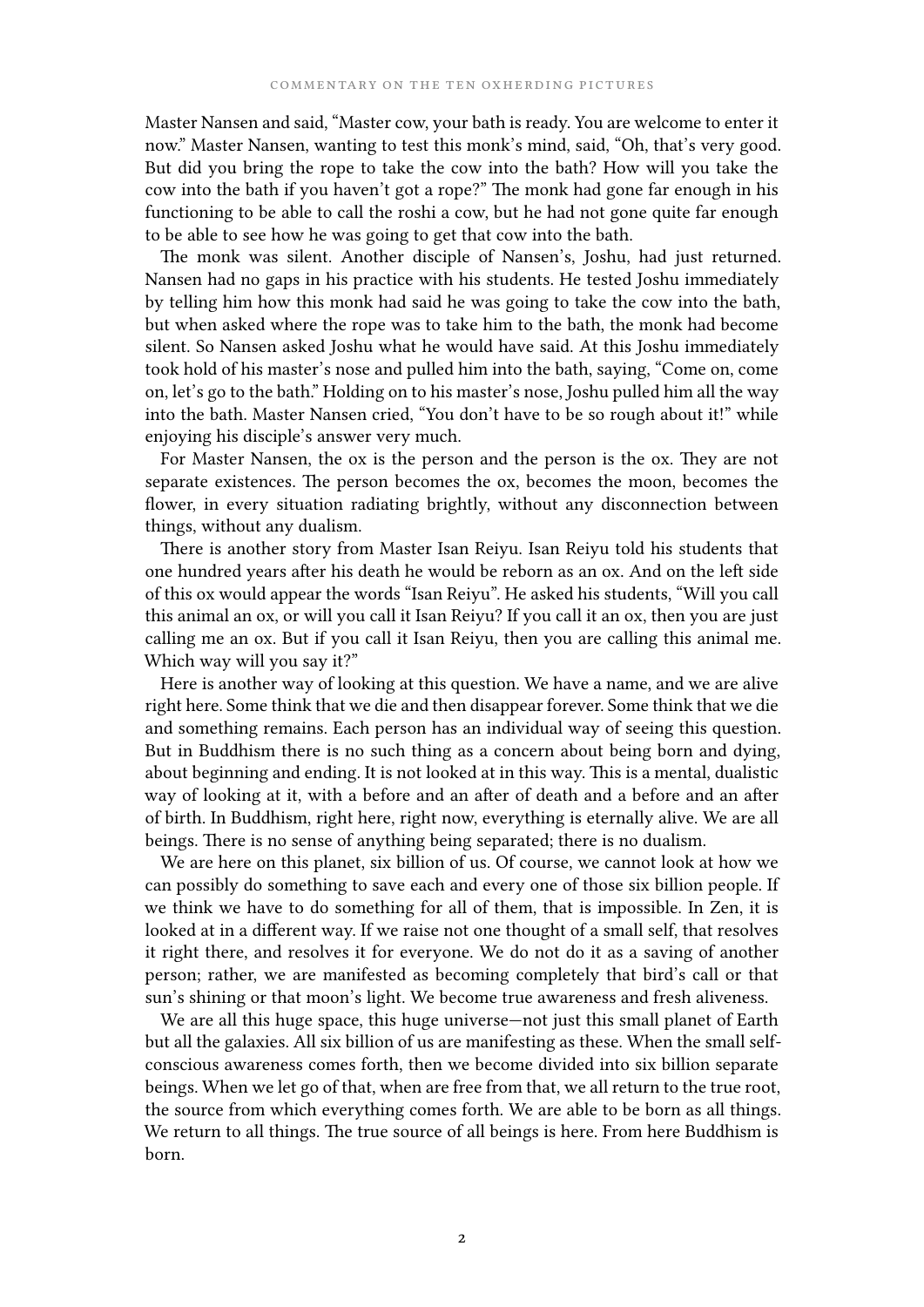Master Nansen and said, "Master cow, your bath is ready. You are welcome to enter it now." Master Nansen, wanting to test this monk's mind, said, "Oh, that's very good. But did you bring the rope to take the cow into the bath? How will you take the cow into the bath if you haven't got a rope?" The monk had gone far enough in his functioning to be able to call the roshi a cow, but he had not gone quite far enough to be able to see how he was going to get that cow into the bath.

The monk was silent. Another disciple of Nansen's, Joshu, had just returned. Nansen had no gaps in his practice with his students. He tested Joshu immediately by telling him how this monk had said he was going to take the cow into the bath, but when asked where the rope was to take him to the bath, the monk had become silent. So Nansen asked Joshu what he would have said. At this Joshu immediately took hold of his master's nose and pulled him into the bath, saying, "Come on, come on, let's go to the bath." Holding on to his master's nose, Joshu pulled him all the way into the bath. Master Nansen cried, "You don't have to be so rough about it!" while enjoying his disciple's answer very much.

For Master Nansen, the ox is the person and the person is the ox. They are not separate existences. The person becomes the ox, becomes the moon, becomes the flower, in every situation radiating brightly, without any disconnection between things, without any dualism.

There is another story from Master Isan Reiyu. Isan Reiyu told his students that one hundred years after his death he would be reborn as an ox. And on the left side of this ox would appear the words "Isan Reiyu". He asked his students, "Will you call this animal an ox, or will you call it Isan Reiyu? If you call it an ox, then you are just calling me an ox. But if you call it Isan Reiyu, then you are calling this animal me. Which way will you say it?"

Here is another way of looking at this question. We have a name, and we are alive right here. Some think that we die and then disappear forever. Some think that we die and something remains. Each person has an individual way of seeing this question. But in Buddhism there is no such thing as a concern about being born and dying, about beginning and ending. It is not looked at in this way. This is a mental, dualistic way of looking at it, with a before and an after of death and a before and an after of birth. In Buddhism, right here, right now, everything is eternally alive. We are all beings. There is no sense of anything being separated; there is no dualism.

We are here on this planet, six billion of us. Of course, we cannot look at how we can possibly do something to save each and every one of those six billion people. If we think we have to do something for all of them, that is impossible. In Zen, it is looked at in a different way. If we raise not one thought of a small self, that resolves it right there, and resolves it for everyone. We do not do it as a saving of another person; rather, we are manifested as becoming completely that bird's call or that sun's shining or that moon's light. We become true awareness and fresh aliveness.

We are all this huge space, this huge universe—not just this small planet of Earth but all the galaxies. All six billion of us are manifesting as these. When the small self-conscious awareness comes forth, then we become divided into six billion separate beings. When we let go of that, when are free from that, we all return to the true root, the source from which everything comes forth. We are able to be born as all things. We return to all things. The true source of all beings is here. From here Buddhism is born.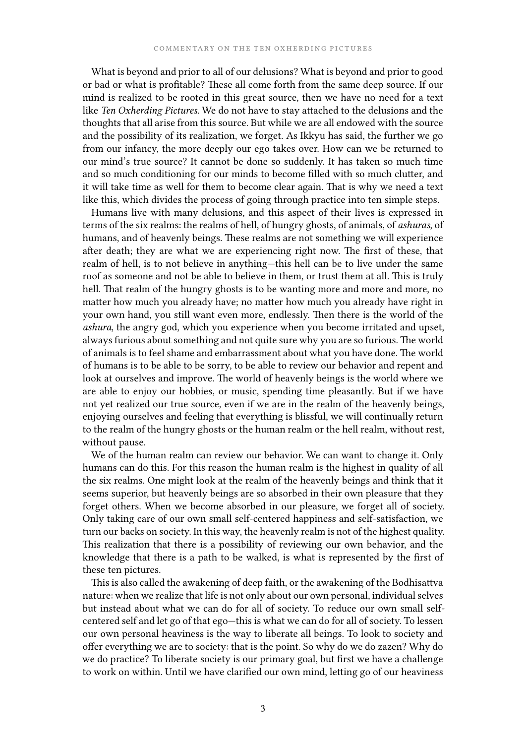What is beyond and prior to all of our delusions? What is beyond and prior to good or bad or what is profitable? These all come forth from the same deep source. If our mind is realized to be rooted in this great source, then we have no need for a text like *Ten Oxherding Pictures*. We do not have to stay attached to the delusions and the thoughts that all arise from this source. But while we are all endowed with the source and the possibility of its realization, we forget. As Ikkyu has said, the further we go from our infancy, the more deeply our ego takes over. How can we be returned to our mind's true source? It cannot be done so suddenly. It has taken so much time and so much conditioning for our minds to become filled with so much clutter, and it will take time as well for them to become clear again. That is why we need a text like this, which divides the process of going through practice into ten simple steps.

Humans live with many delusions, and this aspect of their lives is expressed in terms of the six realms: the realms of hell, of hungry ghosts, of animals, of *ashuras*, of humans, and of heavenly beings. These realms are not something we will experience after death; they are what we are experiencing right now. The first of these, that realm of hell, is to not believe in anything—this hell can be to live under the same roof as someone and not be able to believe in them, or trust them at all. This is truly hell. That realm of the hungry ghosts is to be wanting more and more and more, no matter how much you already have; no matter how much you already have right in your own hand, you still want even more, endlessly. Then there is the world of the *ashura*, the angry god, which you experience when you become irritated and upset, always furious about something and not quite sure why you are so furious. The world of animals is to feel shame and embarrassment about what you have done. The world of humans is to be able to be sorry, to be able to review our behavior and repent and look at ourselves and improve. The world of heavenly beings is the world where we are able to enjoy our hobbies, or music, spending time pleasantly. But if we have not yet realized our true source, even if we are in the realm of the heavenly beings, enjoying ourselves and feeling that everything is blissful, we will continually return to the realm of the hungry ghosts or the human realm or the hell realm, without rest, without pause.

We of the human realm can review our behavior. We can want to change it. Only humans can do this. For this reason the human realm is the highest in quality of all the six realms. One might look at the realm of the heavenly beings and think that it seems superior, but heavenly beings are so absorbed in their own pleasure that they forget others. When we become absorbed in our pleasure, we forget all of society. Only taking care of our own small self-centered happiness and self-satisfaction, we turn our backs on society. In this way, the heavenly realm is not of the highest quality. This realization that there is a possibility of reviewing our own behavior, and the knowledge that there is a path to be walked, is what is represented by the first of these ten pictures.

This is also called the awakening of deep faith, or the awakening of the Bodhisattva nature: when we realize that life is not only about our own personal, individual selves but instead about what we can do for all of society. To reduce our own small self-centered self and let go of that ego—this is what we can do for all of society. To lessen our own personal heaviness is the way to liberate all beings. To look to society and offer everything we are to society: that is the point. So why do we do zazen? Why do we do practice? To liberate society is our primary goal, but first we have a challenge to work on within. Until we have clarified our own mind, letting go of our heaviness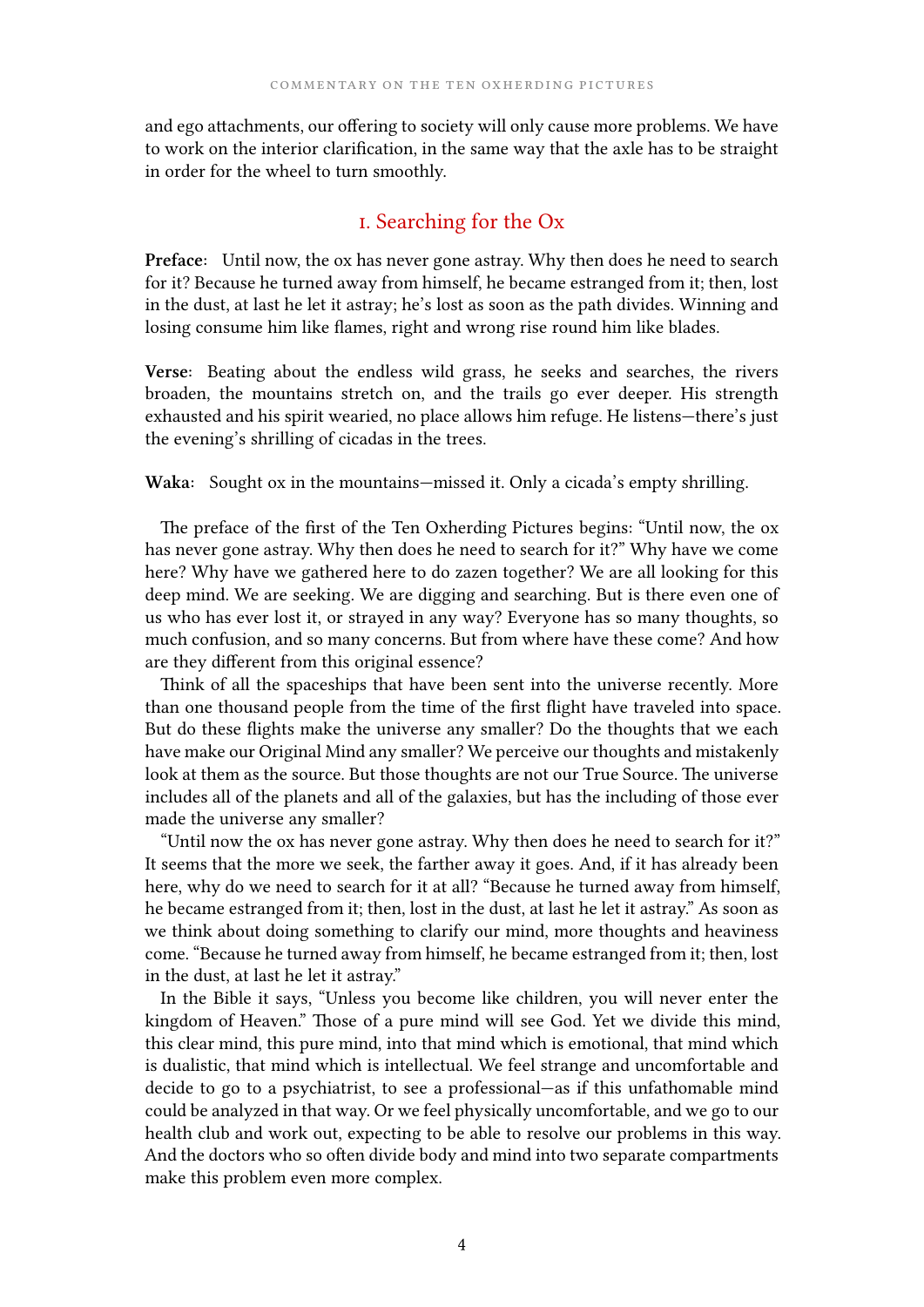and ego attachments, our offering to society will only cause more problems. We have to work on the interior clarification, in the same way that the axle has to be straight in order for the wheel to turn smoothly.

## 1. Searching for the Ox

**Preface**: Until now, the ox has never gone astray. Why then does he need to search for it? Because he turned away from himself, he became estranged from it; then, lost in the dust, at last he let it astray; he's lost as soon as the path divides. Winning and losing consume him like flames, right and wrong rise round him like blades.

**Verse**: Beating about the endless wild grass, he seeks and searches, the rivers broaden, the mountains stretch on, and the trails go ever deeper. His strength exhausted and his spirit wearied, no place allows him refuge. He listens—there's just the evening's shrilling of cicadas in the trees.

**Waka**: Sought ox in the mountains—missed it. Only a cicada's empty shrilling.

The preface of the first of the Ten Oxherding Pictures begins: "Until now, the ox has never gone astray. Why then does he need to search for it?" Why have we come here? Why have we gathered here to do zazen together? We are all looking for this deep mind. We are seeking. We are digging and searching. But is there even one of us who has ever lost it, or strayed in any way? Everyone has so many thoughts, so much confusion, and so many concerns. But from where have these come? And how are they different from this original essence?

Think of all the spaceships that have been sent into the universe recently. More than one thousand people from the time of the first flight have traveled into space. But do these flights make the universe any smaller? Do the thoughts that we each have make our Original Mind any smaller? We perceive our thoughts and mistakenly look at them as the source. But those thoughts are not our True Source. The universe includes all of the planets and all of the galaxies, but has the including of those ever made the universe any smaller?

"Until now the ox has never gone astray. Why then does he need to search for it?" It seems that the more we seek, the farther away it goes. And, if it has already been here, why do we need to search for it at all? "Because he turned away from himself, he became estranged from it; then, lost in the dust, at last he let it astray." As soon as we think about doing something to clarify our mind, more thoughts and heaviness come. "Because he turned away from himself, he became estranged from it; then, lost in the dust, at last he let it astray."

In the Bible it says, "Unless you become like children, you will never enter the kingdom of Heaven." Those of a pure mind will see God. Yet we divide this mind, this clear mind, this pure mind, into that mind which is emotional, that mind which is dualistic, that mind which is intellectual. We feel strange and uncomfortable and decide to go to a psychiatrist, to see a professional—as if this unfathomable mind could be analyzed in that way. Or we feel physically uncomfortable, and we go to our health club and work out, expecting to be able to resolve our problems in this way. And the doctors who so often divide body and mind into two separate compartments make this problem even more complex.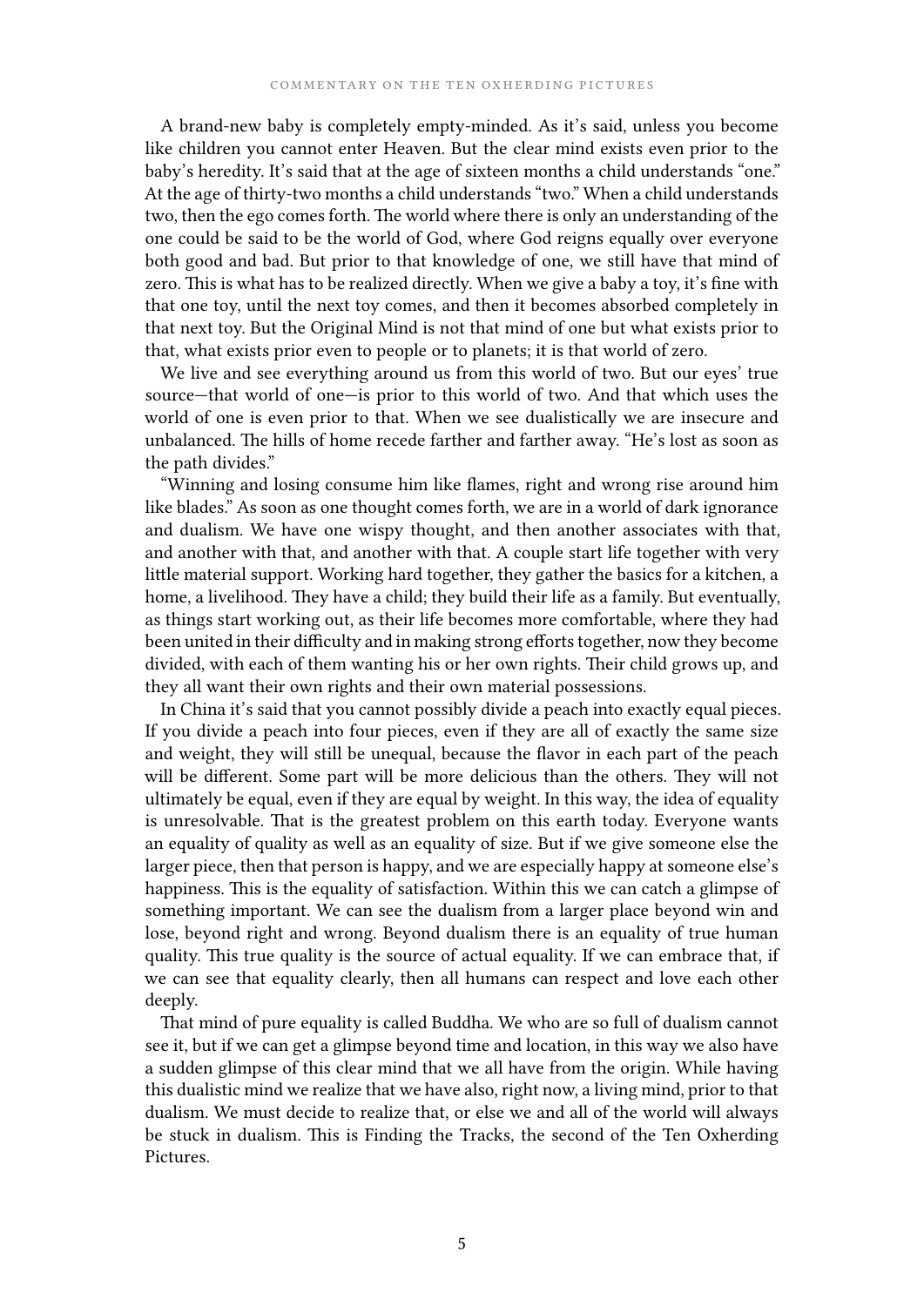A brand-new baby is completely empty-minded. As it's said, unless you become like children you cannot enter Heaven. But the clear mind exists even prior to the baby's heredity. It's said that at the age of sixteen months a child understands "one." At the age of thirty-two months a child understands "two." When a child understands two, then the ego comes forth. The world where there is only an understanding of the one could be said to be the world of God, where God reigns equally over everyone both good and bad. But prior to that knowledge of one, we still have that mind of zero. This is what has to be realized directly. When we give a baby a toy, it's fine with that one toy, until the next toy comes, and then it becomes absorbed completely in that next toy. But the Original Mind is not that mind of one but what exists prior to that, what exists prior even to people or to planets; it is that world of zero.

We live and see everything around us from this world of two. But our eyes' true source—that world of one—is prior to this world of two. And that which uses the world of one is even prior to that. When we see dualistically we are insecure and unbalanced. The hills of home recede farther and farther away. "He's lost as soon as the path divides."

"Winning and losing consume him like flames, right and wrong rise around him like blades." As soon as one thought comes forth, we are in a world of dark ignorance and dualism. We have one wispy thought, and then another associates with that, and another with that, and another with that. A couple start life together with very little material support. Working hard together, they gather the basics for a kitchen, a home, a livelihood. They have a child; they build their life as a family. But eventually, as things start working out, as their life becomes more comfortable, where they had been united in their difficulty and in making strong efforts together, now they become divided, with each of them wanting his or her own rights. Their child grows up, and they all want their own rights and their own material possessions.

In China it's said that you cannot possibly divide a peach into exactly equal pieces. If you divide a peach into four pieces, even if they are all of exactly the same size and weight, they will still be unequal, because the flavor in each part of the peach will be different. Some part will be more delicious than the others. They will not ultimately be equal, even if they are equal by weight. In this way, the idea of equality is unresolvable. That is the greatest problem on this earth today. Everyone wants an equality of quality as well as an equality of size. But if we give someone else the larger piece, then that person is happy, and we are especially happy at someone else's happiness. This is the equality of satisfaction. Within this we can catch a glimpse of something important. We can see the dualism from a larger place beyond win and lose, beyond right and wrong. Beyond dualism there is an equality of true human quality. This true quality is the source of actual equality. If we can embrace that, if we can see that equality clearly, then all humans can respect and love each other deeply.

That mind of pure equality is called Buddha. We who are so full of dualism cannot see it, but if we can get a glimpse beyond time and location, in this way we also have a sudden glimpse of this clear mind that we all have from the origin. While having this dualistic mind we realize that we have also, right now, a living mind, prior to that dualism. We must decide to realize that, or else we and all of the world will always be stuck in dualism. This is Finding the Tracks, the second of the Ten Oxherding Pictures.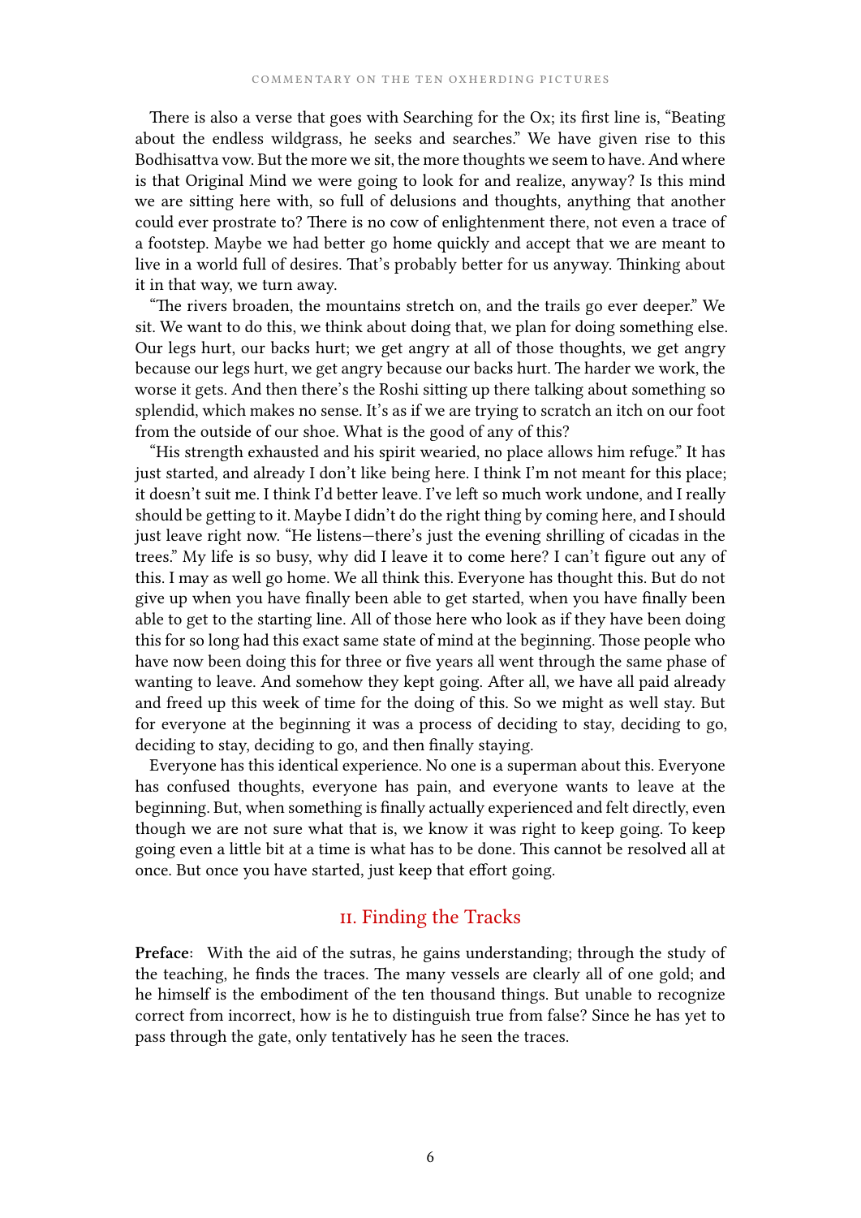There is also a verse that goes with Searching for the Ox; its first line is, "Beating about the endless wildgrass, he seeks and searches." We have given rise to this Bodhisattva vow. But the more we sit, the more thoughts we seem to have. And where is that Original Mind we were going to look for and realize, anyway? Is this mind we are sitting here with, so full of delusions and thoughts, anything that another could ever prostrate to? There is no cow of enlightenment there, not even a trace of a footstep. Maybe we had better go home quickly and accept that we are meant to live in a world full of desires. That's probably better for us anyway. Thinking about it in that way, we turn away.

"The rivers broaden, the mountains stretch on, and the trails go ever deeper." We sit. We want to do this, we think about doing that, we plan for doing something else. Our legs hurt, our backs hurt; we get angry at all of those thoughts, we get angry because our legs hurt, we get angry because our backs hurt. The harder we work, the worse it gets. And then there's the Roshi sitting up there talking about something so splendid, which makes no sense. It's as if we are trying to scratch an itch on our foot from the outside of our shoe. What is the good of any of this?

"His strength exhausted and his spirit wearied, no place allows him refuge." It has just started, and already I don't like being here. I think I'm not meant for this place; it doesn't suit me. I think I'd better leave. I've left so much work undone, and I really should be getting to it. Maybe I didn't do the right thing by coming here, and I should just leave right now. "He listens—there's just the evening shrilling of cicadas in the trees." My life is so busy, why did I leave it to come here? I can't figure out any of this. I may as well go home. We all think this. Everyone has thought this. But do not give up when you have finally been able to get started, when you have finally been able to get to the starting line. All of those here who look as if they have been doing this for so long had this exact same state of mind at the beginning. Those people who have now been doing this for three or five years all went through the same phase of wanting to leave. And somehow they kept going. After all, we have all paid already and freed up this week of time for the doing of this. So we might as well stay. But for everyone at the beginning it was a process of deciding to stay, deciding to go, deciding to stay, deciding to go, and then finally staying.

Everyone has this identical experience. No one is a superman about this. Everyone has confused thoughts, everyone has pain, and everyone wants to leave at the beginning. But, when something is finally actually experienced and felt directly, even though we are not sure what that is, we know it was right to keep going. To keep going even a little bit at a time is what has to be done. This cannot be resolved all at once. But once you have started, just keep that effort going.

## II. Finding the Tracks

**Preface:** With the aid of the sutras, he gains understanding; through the study of the teaching, he finds the traces. The many vessels are clearly all of one gold; and he himself is the embodiment of the ten thousand things. But unable to recognize correct from incorrect, how is he to distinguish true from false? Since he has yet to pass through the gate, only tentatively has he seen the traces.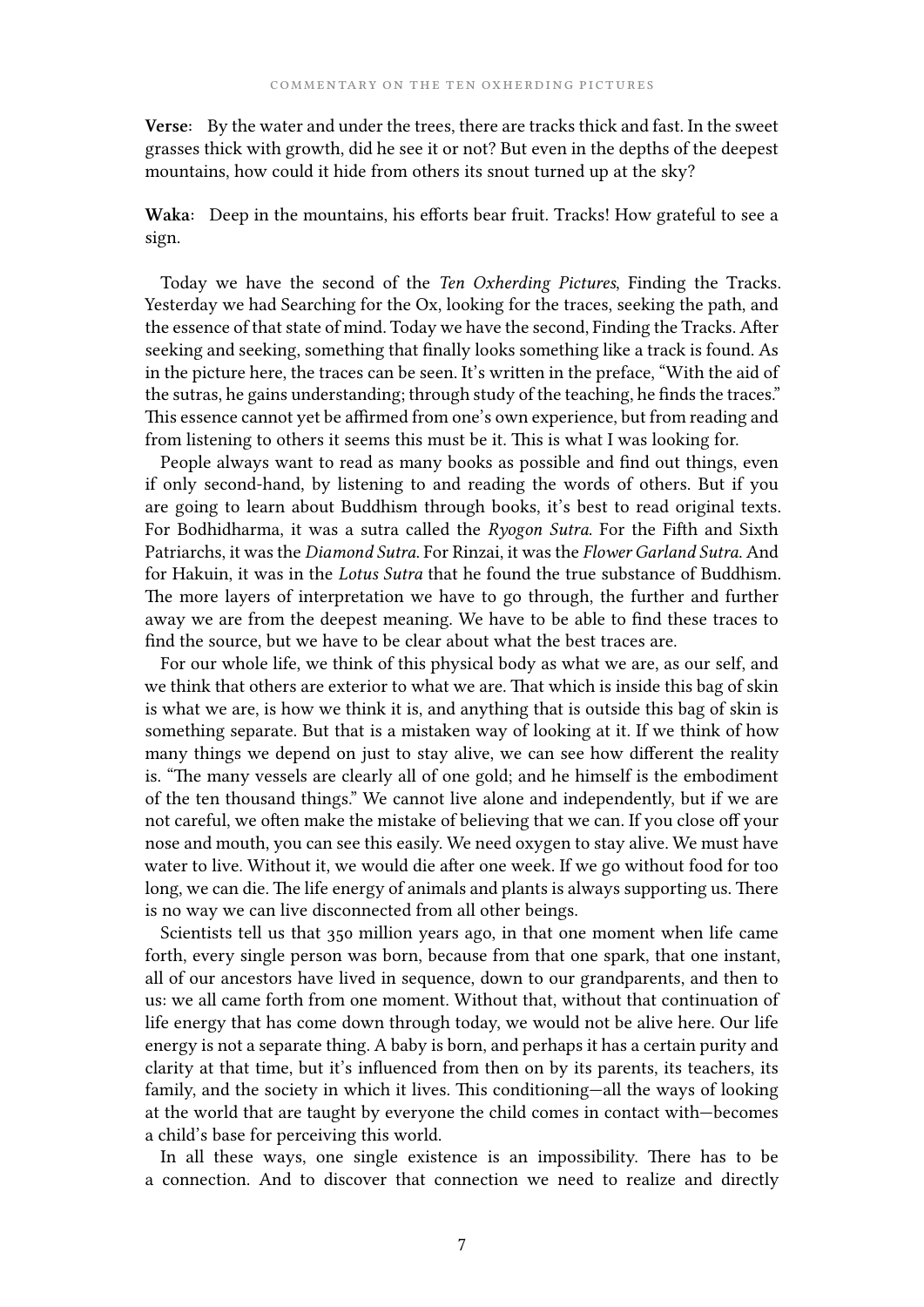**Verse:** By the water and under the trees, there are tracks thick and fast. In the sweet grasses thick with growth, did he see it or not? But even in the depths of the deepest mountains, how could it hide from others its snout turned up at the sky?

**Waka:** Deep in the mountains, his efforts bear fruit. Tracks! How grateful to see a sign.

Today we have the second of the *Ten Oxherding Pictures*, Finding the Tracks. Yesterday we had Searching for the Ox, looking for the traces, seeking the path, and the essence of that state of mind. Today we have the second, Finding the Tracks. After seeking and seeking, something that finally looks something like a track is found. As in the picture here, the traces can be seen. It's written in the preface, "With the aid of the sutras, he gains understanding; through study of the teaching, he finds the traces." This essence cannot yet be affirmed from one's own experience, but from reading and from listening to others it seems this must be it. This is what I was looking for.

People always want to read as many books as possible and find out things, even if only second-hand, by listening to and reading the words of others. But if you are going to learn about Buddhism through books, it's best to read original texts. For Bodhidharma, it was a sutra called the *Ryogon Sutra*. For the Fifth and Sixth Patriarchs, it was the *Diamond Sutra*. For Rinzai, it was the *Flower Garland Sutra*. And for Hakuin, it was in the *Lotus Sutra* that he found the true substance of Buddhism. The more layers of interpretation we have to go through, the further and further away we are from the deepest meaning. We have to be able to find these traces to find the source, but we have to be clear about what the best traces are.

For our whole life, we think of this physical body as what we are, as our self, and we think that others are exterior to what we are. That which is inside this bag of skin is what we are, is how we think it is, and anything that is outside this bag of skin is something separate. But that is a mistaken way of looking at it. If we think of how many things we depend on just to stay alive, we can see how different the reality is. "The many vessels are clearly all of one gold; and he himself is the embodiment of the ten thousand things." We cannot live alone and independently, but if we are not careful, we often make the mistake of believing that we can. If you close off your nose and mouth, you can see this easily. We need oxygen to stay alive. We must have water to live. Without it, we would die after one week. If we go without food for too long, we can die. The life energy of animals and plants is always supporting us. There is no way we can live disconnected from all other beings.

Scientists tell us that 350 million years ago, in that one moment when life came forth, every single person was born, because from that one spark, that one instant, all of our ancestors have lived in sequence, down to our grandparents, and then to us: we all came forth from one moment. Without that, without that continuation of life energy that has come down through today, we would not be alive here. Our life energy is not a separate thing. A baby is born, and perhaps it has a certain purity and clarity at that time, but it's influenced from then on by its parents, its teachers, its family, and the society in which it lives. This conditioning—all the ways of looking at the world that are taught by everyone the child comes in contact with—becomes a child's base for perceiving this world.

In all these ways, one single existence is an impossibility. There has to be a connection. And to discover that connection we need to realize and directly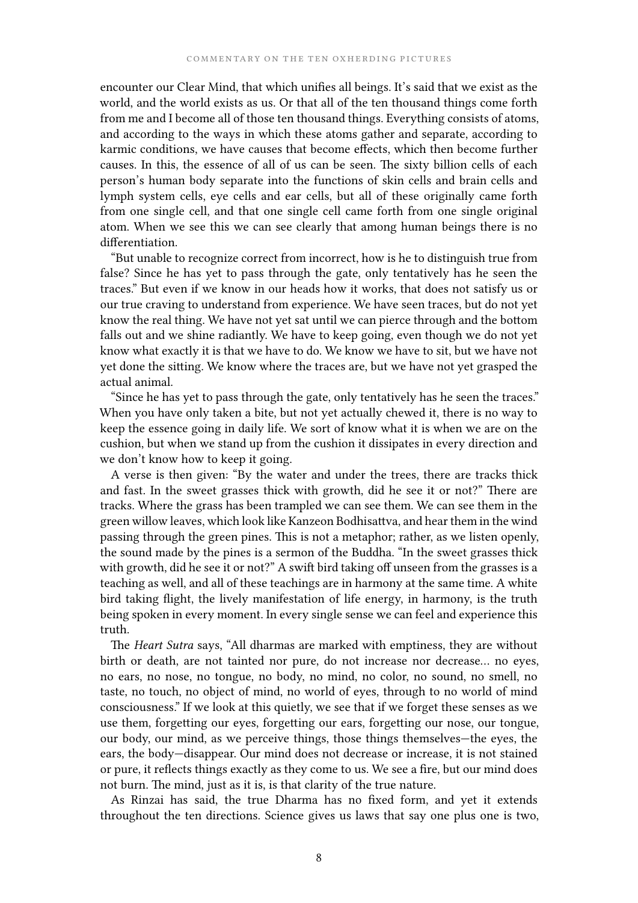encounter our Clear Mind, that which unifies all beings. It's said that we exist as the world, and the world exists as us. Or that all of the ten thousand things come forth from me and I become all of those ten thousand things. Everything consists of atoms, and according to the ways in which these atoms gather and separate, according to karmic conditions, we have causes that become effects, which then become further causes. In this, the essence of all of us can be seen. The sixty billion cells of each person's human body separate into the functions of skin cells and brain cells and lymph system cells, eye cells and ear cells, but all of these originally came forth from one single cell, and that one single cell came forth from one single original atom. When we see this we can see clearly that among human beings there is no differentiation.

"But unable to recognize correct from incorrect, how is he to distinguish true from false? Since he has yet to pass through the gate, only tentatively has he seen the traces." But even if we know in our heads how it works, that does not satisfy us or our true craving to understand from experience. We have seen traces, but do not yet know the real thing. We have not yet sat until we can pierce through and the bottom falls out and we shine radiantly. We have to keep going, even though we do not yet know what exactly it is that we have to do. We know we have to sit, but we have not yet done the sitting. We know where the traces are, but we have not yet grasped the actual animal.

"Since he has yet to pass through the gate, only tentatively has he seen the traces." When you have only taken a bite, but not yet actually chewed it, there is no way to keep the essence going in daily life. We sort of know what it is when we are on the cushion, but when we stand up from the cushion it dissipates in every direction and we don't know how to keep it going.

A verse is then given: "By the water and under the trees, there are tracks thick and fast. In the sweet grasses thick with growth, did he see it or not?" There are tracks. Where the grass has been trampled we can see them. We can see them in the green willow leaves, which look like Kanzeon Bodhisattva, and hear them in the wind passing through the green pines. This is not a metaphor; rather, as we listen openly, the sound made by the pines is a sermon of the Buddha. "In the sweet grasses thick with growth, did he see it or not?" A swift bird taking off unseen from the grasses is a teaching as well, and all of these teachings are in harmony at the same time. A white bird taking flight, the lively manifestation of life energy, in harmony, is the truth being spoken in every moment. In every single sense we can feel and experience this truth.

The *Heart Sutra* says, "All dharmas are marked with emptiness, they are without birth or death, are not tainted nor pure, do not increase nor decrease… no eyes, no ears, no nose, no tongue, no body, no mind, no color, no sound, no smell, no taste, no touch, no object of mind, no world of eyes, through to no world of mind consciousness." If we look at this quietly, we see that if we forget these senses as we use them, forgetting our eyes, forgetting our ears, forgetting our nose, our tongue, our body, our mind, as we perceive things, those things themselves—the eyes, the ears, the body—disappear. Our mind does not decrease or increase, it is not stained or pure, it reflects things exactly as they come to us. We see a fire, but our mind does not burn. The mind, just as it is, is that clarity of the true nature.

As Rinzai has said, the true Dharma has no fixed form, and yet it extends throughout the ten directions. Science gives us laws that say one plus one is two,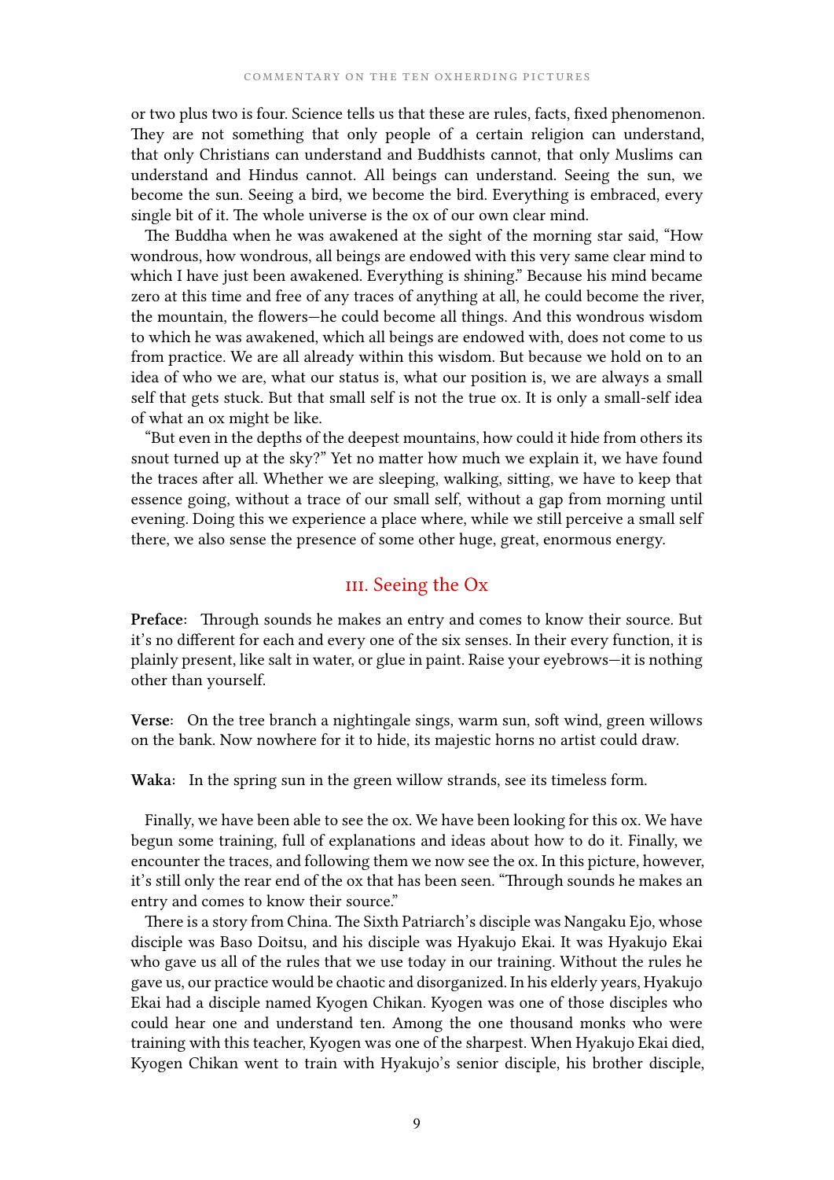or two plus two is four. Science tells us that these are rules, facts, fixed phenomenon. They are not something that only people of a certain religion can understand, that only Christians can understand and Buddhists cannot, that only Muslims can understand and Hindus cannot. All beings can understand. Seeing the sun, we become the sun. Seeing a bird, we become the bird. Everything is embraced, every single bit of it. The whole universe is the ox of our own clear mind.

The Buddha when he was awakened at the sight of the morning star said, "How wondrous, how wondrous, all beings are endowed with this very same clear mind to which I have just been awakened. Everything is shining." Because his mind became zero at this time and free of any traces of anything at all, he could become the river, the mountain, the flowers—he could become all things. And this wondrous wisdom to which he was awakened, which all beings are endowed with, does not come to us from practice. We are all already within this wisdom. But because we hold on to an idea of who we are, what our status is, what our position is, we are always a small self that gets stuck. But that small self is not the true ox. It is only a small-self idea of what an ox might be like.

"But even in the depths of the deepest mountains, how could it hide from others its snout turned up at the sky?" Yet no matter how much we explain it, we have found the traces after all. Whether we are sleeping, walking, sitting, we have to keep that essence going, without a trace of our small self, without a gap from morning until evening. Doing this we experience a place where, while we still perceive a small self there, we also sense the presence of some other huge, great, enormous energy.

## III. Seeing the Ox

**Preface**: Through sounds he makes an entry and comes to know their source. But it's no different for each and every one of the six senses. In their every function, it is plainly present, like salt in water, or glue in paint. Raise your eyebrows—it is nothing other than yourself.

**Verse**: On the tree branch a nightingale sings, warm sun, soft wind, green willows on the bank. Now nowhere for it to hide, its majestic horns no artist could draw.

**Waka**: In the spring sun in the green willow strands, see its timeless form.

Finally, we have been able to see the ox. We have been looking for this ox. We have begun some training, full of explanations and ideas about how to do it. Finally, we encounter the traces, and following them we now see the ox. In this picture, however, it's still only the rear end of the ox that has been seen. "Through sounds he makes an entry and comes to know their source."

There is a story from China. The Sixth Patriarch's disciple was Nangaku Ejo, whose disciple was Baso Doitsu, and his disciple was Hyakujo Ekai. It was Hyakujo Ekai who gave us all of the rules that we use today in our training. Without the rules he gave us, our practice would be chaotic and disorganized. In his elderly years, Hyakujo Ekai had a disciple named Kyogen Chikan. Kyogen was one of those disciples who could hear one and understand ten. Among the one thousand monks who were training with this teacher, Kyogen was one of the sharpest. When Hyakujo Ekai died, Kyogen Chikan went to train with Hyakujo's senior disciple, his brother disciple,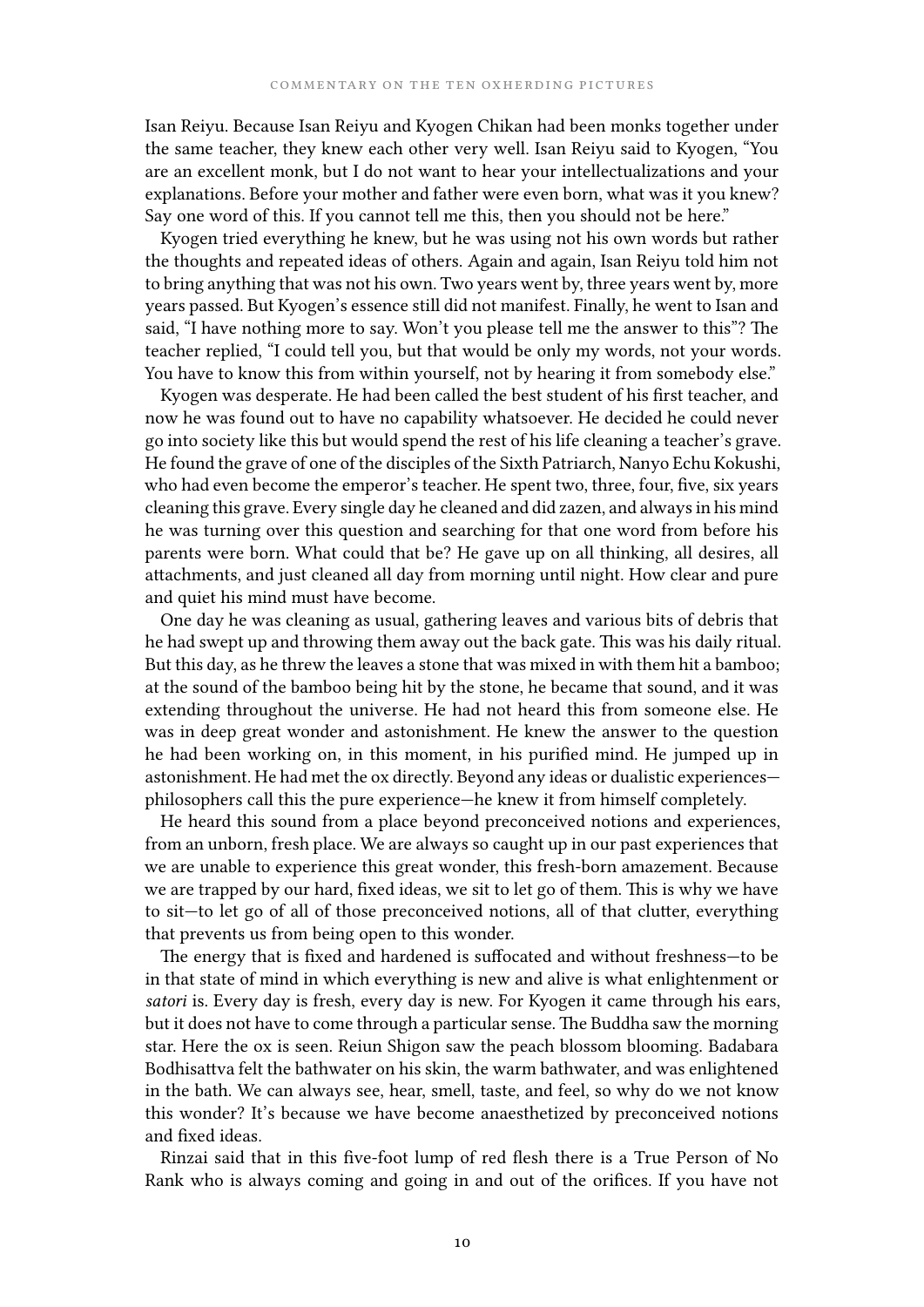Isan Reiyu. Because Isan Reiyu and Kyogen Chikan had been monks together under the same teacher, they knew each other very well. Isan Reiyu said to Kyogen, "You are an excellent monk, but I do not want to hear your intellectualizations and your explanations. Before your mother and father were even born, what was it you knew? Say one word of this. If you cannot tell me this, then you should not be here."

Kyogen tried everything he knew, but he was using not his own words but rather the thoughts and repeated ideas of others. Again and again, Isan Reiyu told him not to bring anything that was not his own. Two years went by, three years went by, more years passed. But Kyogen's essence still did not manifest. Finally, he went to Isan and said, "I have nothing more to say. Won't you please tell me the answer to this"? The teacher replied, "I could tell you, but that would be only my words, not your words. You have to know this from within yourself, not by hearing it from somebody else."

Kyogen was desperate. He had been called the best student of his first teacher, and now he was found out to have no capability whatsoever. He decided he could never go into society like this but would spend the rest of his life cleaning a teacher's grave. He found the grave of one of the disciples of the Sixth Patriarch, Nanyo Echu Kokushi, who had even become the emperor's teacher. He spent two, three, four, five, six years cleaning this grave. Every single day he cleaned and did zazen, and always in his mind he was turning over this question and searching for that one word from before his parents were born. What could that be? He gave up on all thinking, all desires, all attachments, and just cleaned all day from morning until night. How clear and pure and quiet his mind must have become.

One day he was cleaning as usual, gathering leaves and various bits of debris that he had swept up and throwing them away out the back gate. This was his daily ritual. But this day, as he threw the leaves a stone that was mixed in with them hit a bamboo; at the sound of the bamboo being hit by the stone, he became that sound, and it was extending throughout the universe. He had not heard this from someone else. He was in deep great wonder and astonishment. He knew the answer to the question he had been working on, in this moment, in his purified mind. He jumped up in astonishment. He had met the ox directly. Beyond any ideas or dualistic experiences—philosophers call this the pure experience—he knew it from himself completely.

He heard this sound from a place beyond preconceived notions and experiences, from an unborn, fresh place. We are always so caught up in our past experiences that we are unable to experience this great wonder, this fresh-born amazement. Because we are trapped by our hard, fixed ideas, we sit to let go of them. This is why we have to sit—to let go of all of those preconceived notions, all of that clutter, everything that prevents us from being open to this wonder.

The energy that is fixed and hardened is suffocated and without freshness—to be in that state of mind in which everything is new and alive is what enlightenment or *satori* is. Every day is fresh, every day is new. For Kyogen it came through his ears, but it does not have to come through a particular sense. The Buddha saw the morning star. Here the ox is seen. Reiun Shigon saw the peach blossom blooming. Badabara Bodhisattva felt the bathwater on his skin, the warm bathwater, and was enlightened in the bath. We can always see, hear, smell, taste, and feel, so why do we not know this wonder? It's because we have become anaesthetized by preconceived notions and fixed ideas.

Rinzai said that in this five-foot lump of red flesh there is a True Person of No Rank who is always coming and going in and out of the orifices. If you have not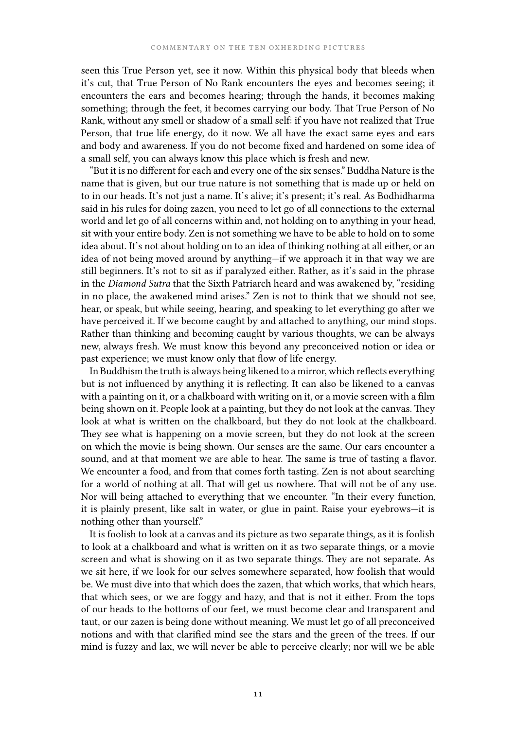seen this True Person yet, see it now. Within this physical body that bleeds when it's cut, that True Person of No Rank encounters the eyes and becomes seeing; it encounters the ears and becomes hearing; through the hands, it becomes making something; through the feet, it becomes carrying our body. That True Person of No Rank, without any smell or shadow of a small self: if you have not realized that True Person, that true life energy, do it now. We all have the exact same eyes and ears and body and awareness. If you do not become fixed and hardened on some idea of a small self, you can always know this place which is fresh and new.

"But it is no different for each and every one of the six senses." Buddha Nature is the name that is given, but our true nature is not something that is made up or held on to in our heads. It's not just a name. It's alive; it's present; it's real. As Bodhidharma said in his rules for doing zazen, you need to let go of all connections to the external world and let go of all concerns within and, not holding on to anything in your head, sit with your entire body. Zen is not something we have to be able to hold on to some idea about. It's not about holding on to an idea of thinking nothing at all either, or an idea of not being moved around by anything—if we approach it in that way we are still beginners. It's not to sit as if paralyzed either. Rather, as it's said in the phrase in the *Diamond Sutra* that the Sixth Patriarch heard and was awakened by, "residing in no place, the awakened mind arises." Zen is not to think that we should not see, hear, or speak, but while seeing, hearing, and speaking to let everything go after we have perceived it. If we become caught by and attached to anything, our mind stops. Rather than thinking and becoming caught by various thoughts, we can be always new, always fresh. We must know this beyond any preconceived notion or idea or past experience; we must know only that flow of life energy.

In Buddhism the truth is always being likened to a mirror, which reflects everything but is not influenced by anything it is reflecting. It can also be likened to a canvas with a painting on it, or a chalkboard with writing on it, or a movie screen with a film being shown on it. People look at a painting, but they do not look at the canvas. They look at what is written on the chalkboard, but they do not look at the chalkboard. They see what is happening on a movie screen, but they do not look at the screen on which the movie is being shown. Our senses are the same. Our ears encounter a sound, and at that moment we are able to hear. The same is true of tasting a flavor. We encounter a food, and from that comes forth tasting. Zen is not about searching for a world of nothing at all. That will get us nowhere. That will not be of any use. Nor will being attached to everything that we encounter. "In their every function, it is plainly present, like salt in water, or glue in paint. Raise your eyebrows—it is nothing other than yourself."

It is foolish to look at a canvas and its picture as two separate things, as it is foolish to look at a chalkboard and what is written on it as two separate things, or a movie screen and what is showing on it as two separate things. They are not separate. As we sit here, if we look for our selves somewhere separated, how foolish that would be. We must dive into that which does the zazen, that which works, that which hears, that which sees, or we are foggy and hazy, and that is not it either. From the tops of our heads to the bottoms of our feet, we must become clear and transparent and taut, or our zazen is being done without meaning. We must let go of all preconceived notions and with that clarified mind see the stars and the green of the trees. If our mind is fuzzy and lax, we will never be able to perceive clearly; nor will we be able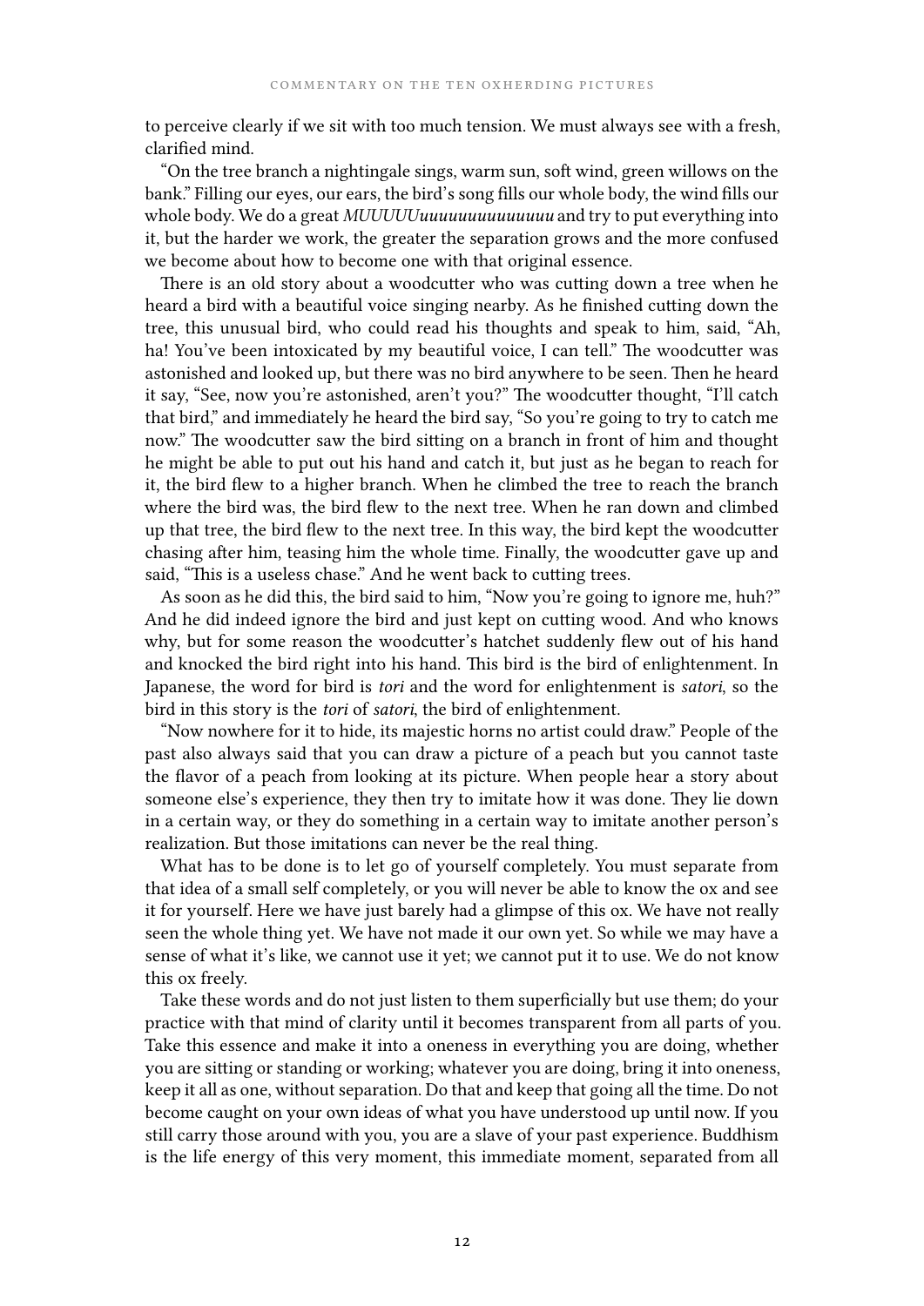to perceive clearly if we sit with too much tension. We must always see with a fresh, clarified mind.

"On the tree branch a nightingale sings, warm sun, soft wind, green willows on the bank." Filling our eyes, our ears, the bird's song fills our whole body, the wind fills our whole body. We do a great *MUUUUUuuuuuuuuuuuuuu* and try to put everything into it, but the harder we work, the greater the separation grows and the more confused we become about how to become one with that original essence.

There is an old story about a woodcutter who was cutting down a tree when he heard a bird with a beautiful voice singing nearby. As he finished cutting down the tree, this unusual bird, who could read his thoughts and speak to him, said, "Ah, ha! You've been intoxicated by my beautiful voice, I can tell." The woodcutter was astonished and looked up, but there was no bird anywhere to be seen. Then he heard it say, "See, now you're astonished, aren't you?" The woodcutter thought, "I'll catch that bird," and immediately he heard the bird say, "So you're going to try to catch me now." The woodcutter saw the bird sitting on a branch in front of him and thought he might be able to put out his hand and catch it, but just as he began to reach for it, the bird flew to a higher branch. When he climbed the tree to reach the branch where the bird was, the bird flew to the next tree. When he ran down and climbed up that tree, the bird flew to the next tree. In this way, the bird kept the woodcutter chasing after him, teasing him the whole time. Finally, the woodcutter gave up and said, "This is a useless chase." And he went back to cutting trees.

As soon as he did this, the bird said to him, "Now you're going to ignore me, huh?" And he did indeed ignore the bird and just kept on cutting wood. And who knows why, but for some reason the woodcutter's hatchet suddenly flew out of his hand and knocked the bird right into his hand. This bird is the bird of enlightenment. In Japanese, the word for bird is *tori* and the word for enlightenment is *satori*, so the bird in this story is the *tori* of *satori*, the bird of enlightenment.

"Now nowhere for it to hide, its majestic horns no artist could draw." People of the past also always said that you can draw a picture of a peach but you cannot taste the flavor of a peach from looking at its picture. When people hear a story about someone else's experience, they then try to imitate how it was done. They lie down in a certain way, or they do something in a certain way to imitate another person's realization. But those imitations can never be the real thing.

What has to be done is to let go of yourself completely. You must separate from that idea of a small self completely, or you will never be able to know the ox and see it for yourself. Here we have just barely had a glimpse of this ox. We have not really seen the whole thing yet. We have not made it our own yet. So while we may have a sense of what it's like, we cannot use it yet; we cannot put it to use. We do not know this ox freely.

Take these words and do not just listen to them superficially but use them; do your practice with that mind of clarity until it becomes transparent from all parts of you. Take this essence and make it into a oneness in everything you are doing, whether you are sitting or standing or working; whatever you are doing, bring it into oneness, keep it all as one, without separation. Do that and keep that going all the time. Do not become caught on your own ideas of what you have understood up until now. If you still carry those around with you, you are a slave of your past experience. Buddhism is the life energy of this very moment, this immediate moment, separated from all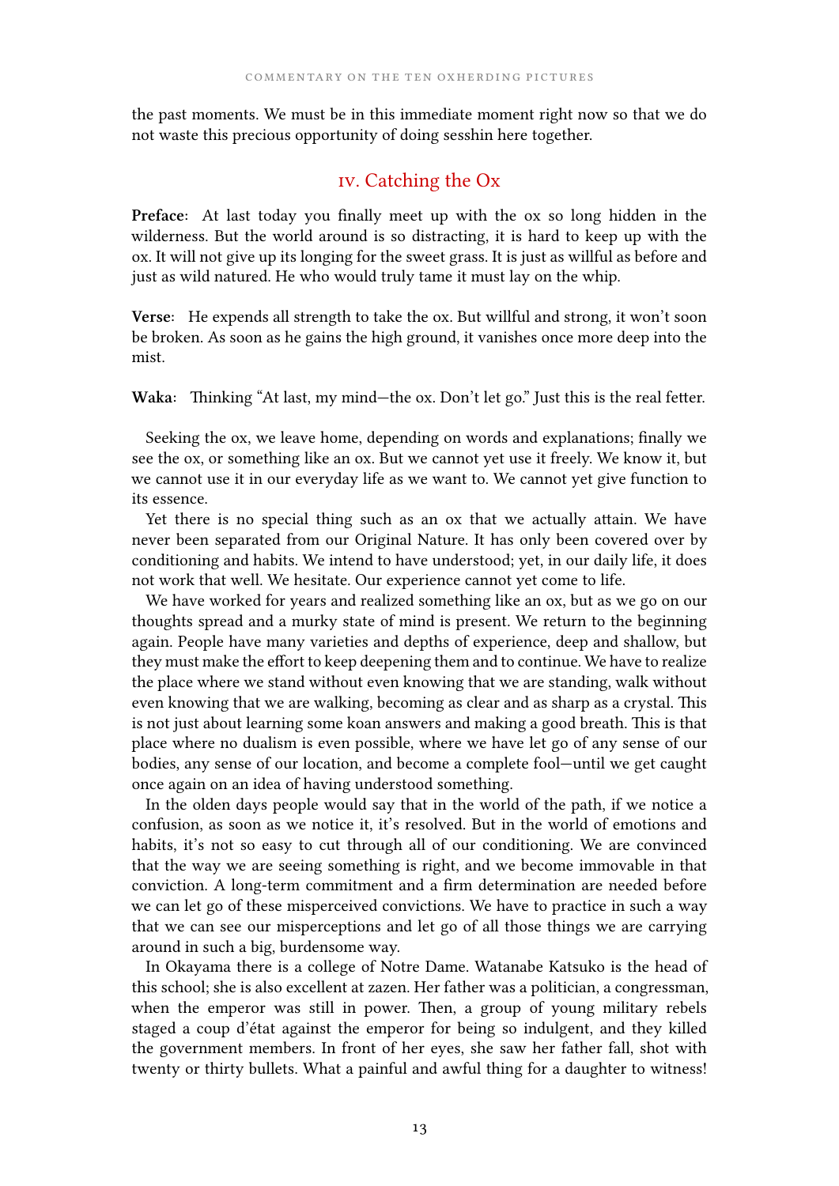the past moments. We must be in this immediate moment right now so that we do not waste this precious opportunity of doing sesshin here together.

## IV. Catching the Ox

**Preface:** At last today you finally meet up with the ox so long hidden in the wilderness. But the world around is so distracting, it is hard to keep up with the ox. It will not give up its longing for the sweet grass. It is just as willful as before and just as wild natured. He who would truly tame it must lay on the whip.

**Verse:** He expends all strength to take the ox. But willful and strong, it won't soon be broken. As soon as he gains the high ground, it vanishes once more deep into the mist.

**Waka:** Thinking "At last, my mind—the ox. Don't let go." Just this is the real fetter.

Seeking the ox, we leave home, depending on words and explanations; finally we see the ox, or something like an ox. But we cannot yet use it freely. We know it, but we cannot use it in our everyday life as we want to. We cannot yet give function to its essence.

Yet there is no special thing such as an ox that we actually attain. We have never been separated from our Original Nature. It has only been covered over by conditioning and habits. We intend to have understood; yet, in our daily life, it does not work that well. We hesitate. Our experience cannot yet come to life.

We have worked for years and realized something like an ox, but as we go on our thoughts spread and a murky state of mind is present. We return to the beginning again. People have many varieties and depths of experience, deep and shallow, but they must make the effort to keep deepening them and to continue. We have to realize the place where we stand without even knowing that we are standing, walk without even knowing that we are walking, becoming as clear and as sharp as a crystal. This is not just about learning some koan answers and making a good breath. This is that place where no dualism is even possible, where we have let go of any sense of our bodies, any sense of our location, and become a complete fool—until we get caught once again on an idea of having understood something.

In the olden days people would say that in the world of the path, if we notice a confusion, as soon as we notice it, it's resolved. But in the world of emotions and habits, it's not so easy to cut through all of our conditioning. We are convinced that the way we are seeing something is right, and we become immovable in that conviction. A long-term commitment and a firm determination are needed before we can let go of these misperceived convictions. We have to practice in such a way that we can see our misperceptions and let go of all those things we are carrying around in such a big, burdensome way.

In Okayama there is a college of Notre Dame. Watanabe Katsuko is the head of this school; she is also excellent at zazen. Her father was a politician, a congressman, when the emperor was still in power. Then, a group of young military rebels staged a coup d'état against the emperor for being so indulgent, and they killed the government members. In front of her eyes, she saw her father fall, shot with twenty or thirty bullets. What a painful and awful thing for a daughter to witness!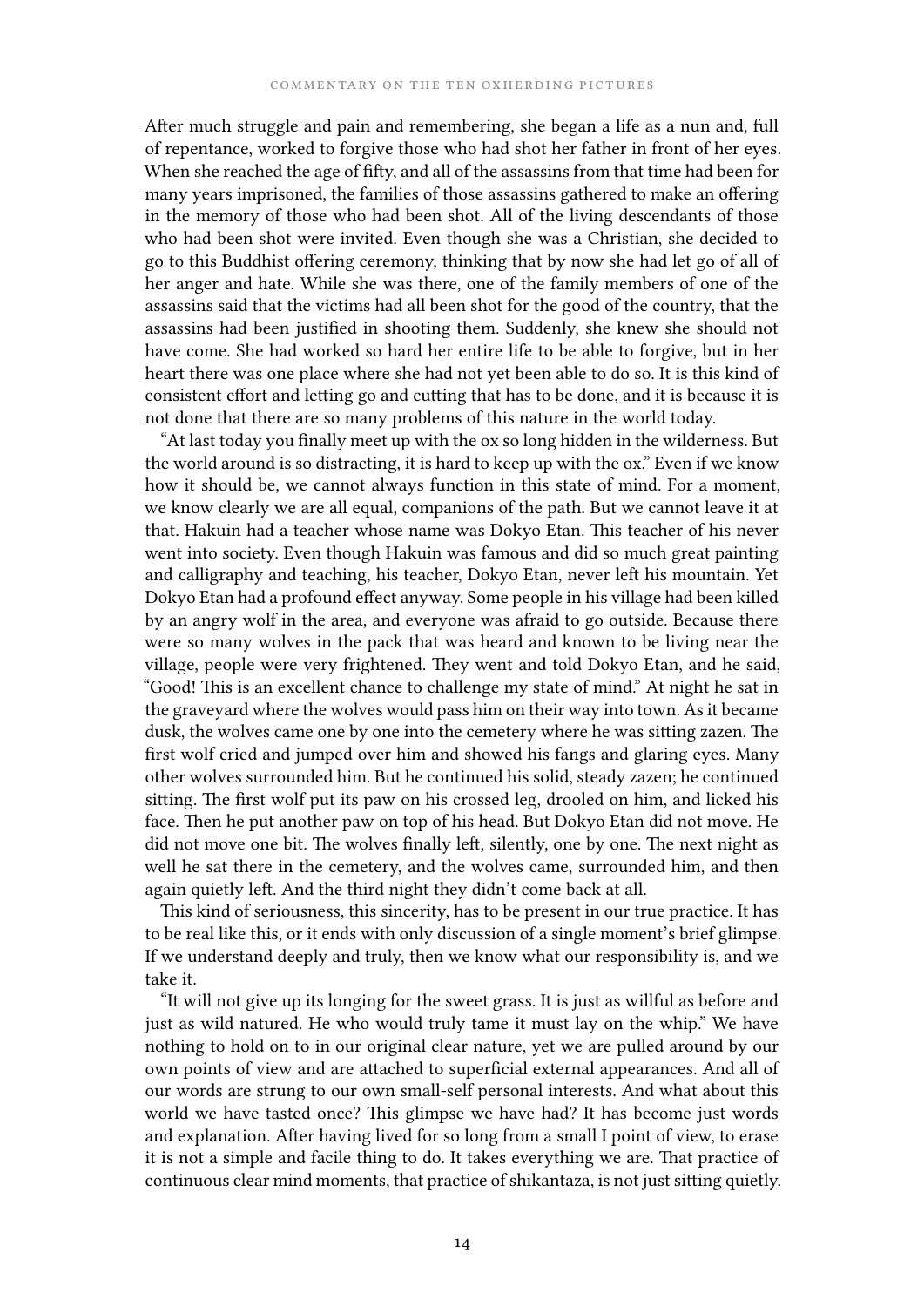After much struggle and pain and remembering, she began a life as a nun and, full of repentance, worked to forgive those who had shot her father in front of her eyes. When she reached the age of fifty, and all of the assassins from that time had been for many years imprisoned, the families of those assassins gathered to make an offering in the memory of those who had been shot. All of the living descendants of those who had been shot were invited. Even though she was a Christian, she decided to go to this Buddhist offering ceremony, thinking that by now she had let go of all of her anger and hate. While she was there, one of the family members of one of the assassins said that the victims had all been shot for the good of the country, that the assassins had been justified in shooting them. Suddenly, she knew she should not have come. She had worked so hard her entire life to be able to forgive, but in her heart there was one place where she had not yet been able to do so. It is this kind of consistent effort and letting go and cutting that has to be done, and it is because it is not done that there are so many problems of this nature in the world today.

"At last today you finally meet up with the ox so long hidden in the wilderness. But the world around is so distracting, it is hard to keep up with the ox." Even if we know how it should be, we cannot always function in this state of mind. For a moment, we know clearly we are all equal, companions of the path. But we cannot leave it at that. Hakuin had a teacher whose name was Dokyo Etan. This teacher of his never went into society. Even though Hakuin was famous and did so much great painting and calligraphy and teaching, his teacher, Dokyo Etan, never left his mountain. Yet Dokyo Etan had a profound effect anyway. Some people in his village had been killed by an angry wolf in the area, and everyone was afraid to go outside. Because there were so many wolves in the pack that was heard and known to be living near the village, people were very frightened. They went and told Dokyo Etan, and he said, "Good! This is an excellent chance to challenge my state of mind." At night he sat in the graveyard where the wolves would pass him on their way into town. As it became dusk, the wolves came one by one into the cemetery where he was sitting zazen. The first wolf cried and jumped over him and showed his fangs and glaring eyes. Many other wolves surrounded him. But he continued his solid, steady zazen; he continued sitting. The first wolf put its paw on his crossed leg, drooled on him, and licked his face. Then he put another paw on top of his head. But Dokyo Etan did not move. He did not move one bit. The wolves finally left, silently, one by one. The next night as well he sat there in the cemetery, and the wolves came, surrounded him, and then again quietly left. And the third night they didn't come back at all.

This kind of seriousness, this sincerity, has to be present in our true practice. It has to be real like this, or it ends with only discussion of a single moment's brief glimpse. If we understand deeply and truly, then we know what our responsibility is, and we take it.

"It will not give up its longing for the sweet grass. It is just as willful as before and just as wild natured. He who would truly tame it must lay on the whip." We have nothing to hold on to in our original clear nature, yet we are pulled around by our own points of view and are attached to superficial external appearances. And all of our words are strung to our own small-self personal interests. And what about this world we have tasted once? This glimpse we have had? It has become just words and explanation. After having lived for so long from a small I point of view, to erase it is not a simple and facile thing to do. It takes everything we are. That practice of continuous clear mind moments, that practice of shikantaza, is not just sitting quietly.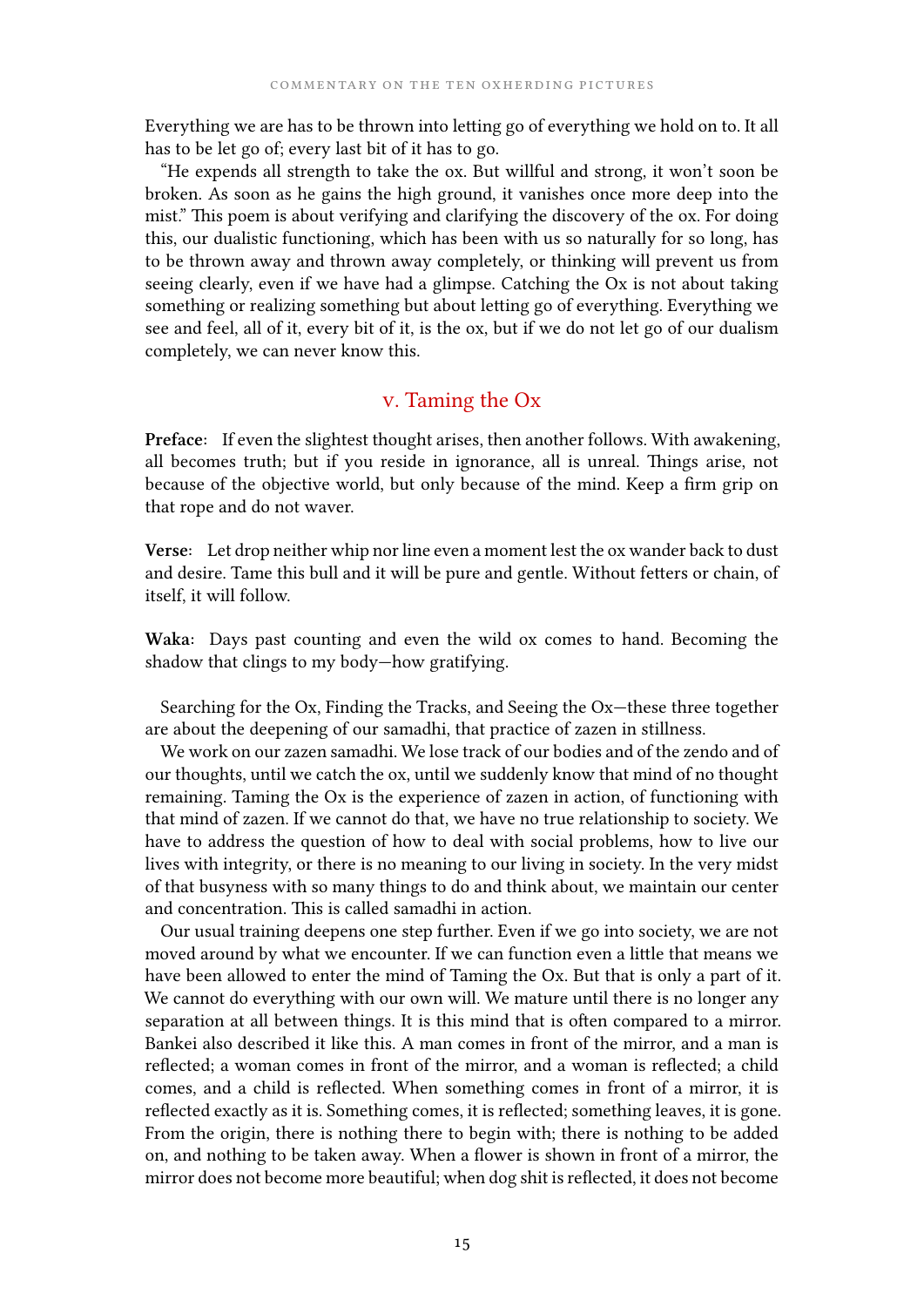Everything we are has to be thrown into letting go of everything we hold on to. It all has to be let go of; every last bit of it has to go.

"He expends all strength to take the ox. But willful and strong, it won't soon be broken. As soon as he gains the high ground, it vanishes once more deep into the mist." This poem is about verifying and clarifying the discovery of the ox. For doing this, our dualistic functioning, which has been with us so naturally for so long, has to be thrown away and thrown away completely, or thinking will prevent us from seeing clearly, even if we have had a glimpse. Catching the Ox is not about taking something or realizing something but about letting go of everything. Everything we see and feel, all of it, every bit of it, is the ox, but if we do not let go of our dualism completely, we can never know this.

## v. Taming the Ox

**Preface:** If even the slightest thought arises, then another follows. With awakening, all becomes truth; but if you reside in ignorance, all is unreal. Things arise, not because of the objective world, but only because of the mind. Keep a firm grip on that rope and do not waver.

**Verse:** Let drop neither whip nor line even a moment lest the ox wander back to dust and desire. Tame this bull and it will be pure and gentle. Without fetters or chain, of itself, it will follow.

**Waka:** Days past counting and even the wild ox comes to hand. Becoming the shadow that clings to my body—how gratifying.

Searching for the Ox, Finding the Tracks, and Seeing the Ox—these three together are about the deepening of our samadhi, that practice of zazen in stillness.

We work on our zazen samadhi. We lose track of our bodies and of the zendo and of our thoughts, until we catch the ox, until we suddenly know that mind of no thought remaining. Taming the Ox is the experience of zazen in action, of functioning with that mind of zazen. If we cannot do that, we have no true relationship to society. We have to address the question of how to deal with social problems, how to live our lives with integrity, or there is no meaning to our living in society. In the very midst of that busyness with so many things to do and think about, we maintain our center and concentration. This is called samadhi in action.

Our usual training deepens one step further. Even if we go into society, we are not moved around by what we encounter. If we can function even a little that means we have been allowed to enter the mind of Taming the Ox. But that is only a part of it. We cannot do everything with our own will. We mature until there is no longer any separation at all between things. It is this mind that is often compared to a mirror. Bankei also described it like this. A man comes in front of the mirror, and a man is reflected; a woman comes in front of the mirror, and a woman is reflected; a child comes, and a child is reflected. When something comes in front of a mirror, it is reflected exactly as it is. Something comes, it is reflected; something leaves, it is gone. From the origin, there is nothing there to begin with; there is nothing to be added on, and nothing to be taken away. When a flower is shown in front of a mirror, the mirror does not become more beautiful; when dog shit is reflected, it does not become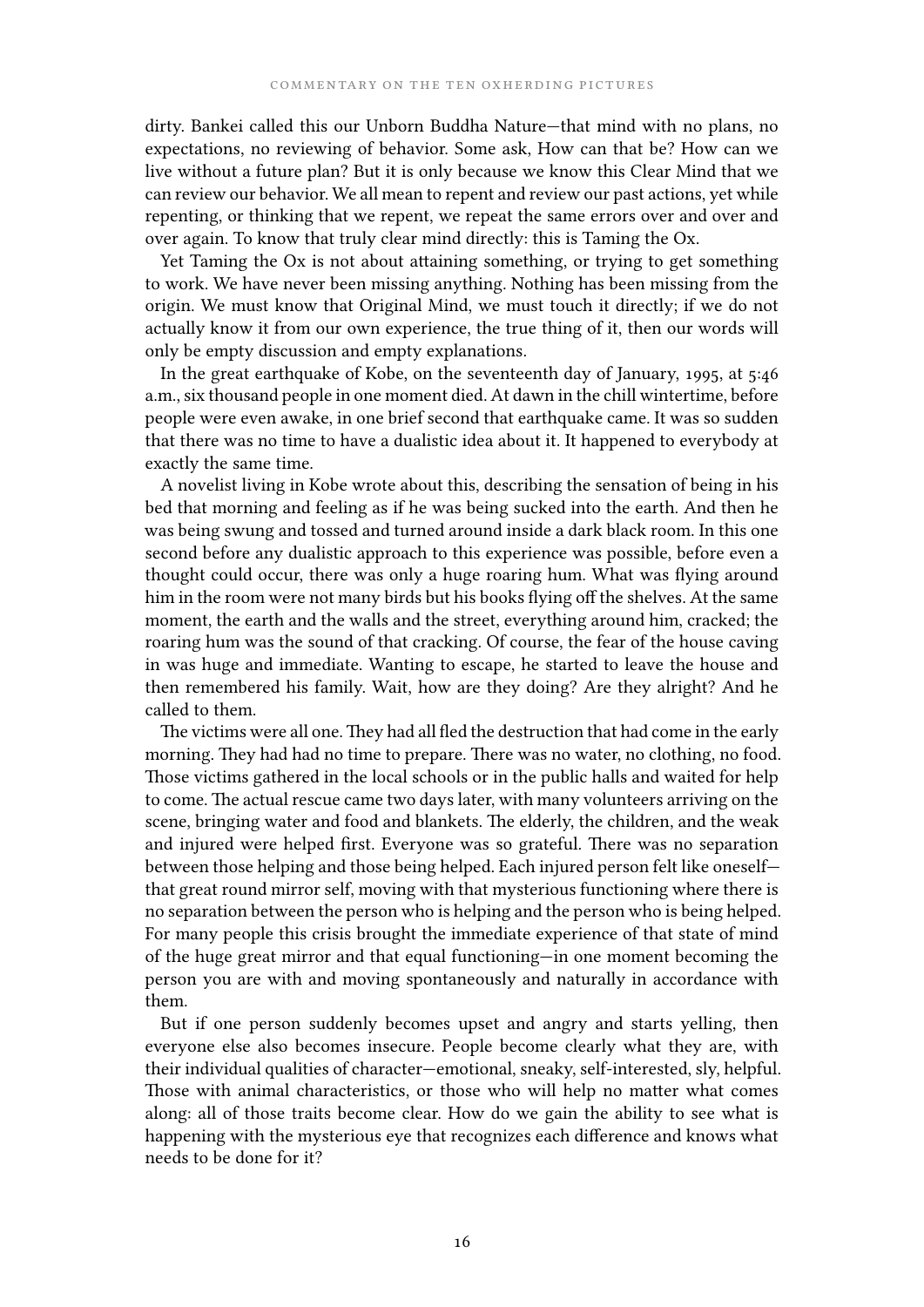dirty. Bankei called this our Unborn Buddha Nature—that mind with no plans, no expectations, no reviewing of behavior. Some ask, How can that be? How can we live without a future plan? But it is only because we know this Clear Mind that we can review our behavior. We all mean to repent and review our past actions, yet while repenting, or thinking that we repent, we repeat the same errors over and over and over again. To know that truly clear mind directly: this is Taming the Ox.

Yet Taming the Ox is not about attaining something, or trying to get something to work. We have never been missing anything. Nothing has been missing from the origin. We must know that Original Mind, we must touch it directly; if we do not actually know it from our own experience, the true thing of it, then our words will only be empty discussion and empty explanations.

In the great earthquake of Kobe, on the seventeenth day of January, 1995, at 5:46 a.m., six thousand people in one moment died. At dawn in the chill wintertime, before people were even awake, in one brief second that earthquake came. It was so sudden that there was no time to have a dualistic idea about it. It happened to everybody at exactly the same time.

A novelist living in Kobe wrote about this, describing the sensation of being in his bed that morning and feeling as if he was being sucked into the earth. And then he was being swung and tossed and turned around inside a dark black room. In this one second before any dualistic approach to this experience was possible, before even a thought could occur, there was only a huge roaring hum. What was flying around him in the room were not many birds but his books flying off the shelves. At the same moment, the earth and the walls and the street, everything around him, cracked; the roaring hum was the sound of that cracking. Of course, the fear of the house caving in was huge and immediate. Wanting to escape, he started to leave the house and then remembered his family. Wait, how are they doing? Are they alright? And he called to them.

The victims were all one. They had all fled the destruction that had come in the early morning. They had had no time to prepare. There was no water, no clothing, no food. Those victims gathered in the local schools or in the public halls and waited for help to come. The actual rescue came two days later, with many volunteers arriving on the scene, bringing water and food and blankets. The elderly, the children, and the weak and injured were helped first. Everyone was so grateful. There was no separation between those helping and those being helped. Each injured person felt like oneself—that great round mirror self, moving with that mysterious functioning where there is no separation between the person who is helping and the person who is being helped. For many people this crisis brought the immediate experience of that state of mind of the huge great mirror and that equal functioning—in one moment becoming the person you are with and moving spontaneously and naturally in accordance with them.

But if one person suddenly becomes upset and angry and starts yelling, then everyone else also becomes insecure. People become clearly what they are, with their individual qualities of character—emotional, sneaky, self-interested, sly, helpful. Those with animal characteristics, or those who will help no matter what comes along: all of those traits become clear. How do we gain the ability to see what is happening with the mysterious eye that recognizes each difference and knows what needs to be done for it?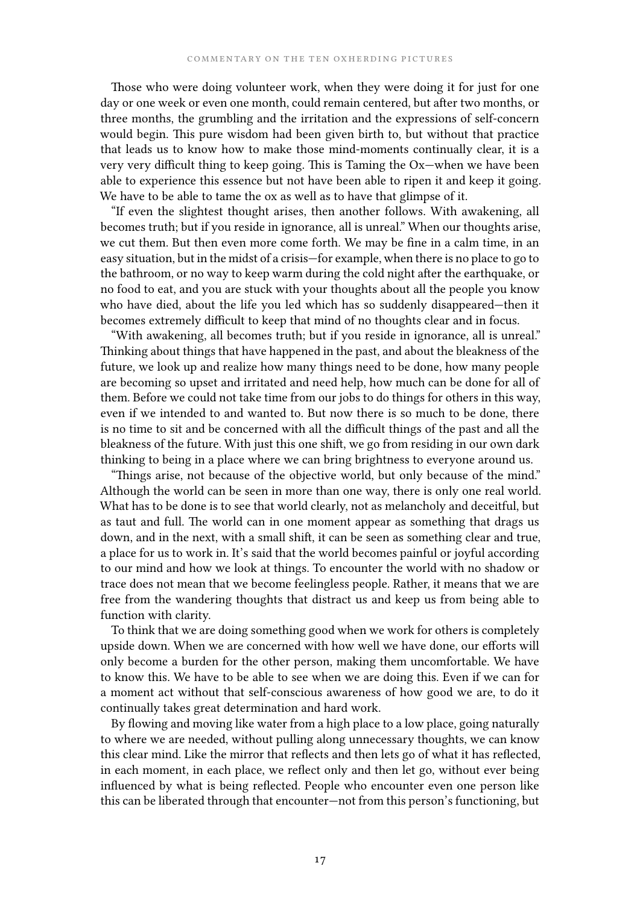Those who were doing volunteer work, when they were doing it for just for one day or one week or even one month, could remain centered, but after two months, or three months, the grumbling and the irritation and the expressions of self-concern would begin. This pure wisdom had been given birth to, but without that practice that leads us to know how to make those mind-moments continually clear, it is a very very difficult thing to keep going. This is Taming the Ox—when we have been able to experience this essence but not have been able to ripen it and keep it going. We have to be able to tame the ox as well as to have that glimpse of it.

"If even the slightest thought arises, then another follows. With awakening, all becomes truth; but if you reside in ignorance, all is unreal." When our thoughts arise, we cut them. But then even more come forth. We may be fine in a calm time, in an easy situation, but in the midst of a crisis—for example, when there is no place to go to the bathroom, or no way to keep warm during the cold night after the earthquake, or no food to eat, and you are stuck with your thoughts about all the people you know who have died, about the life you led which has so suddenly disappeared—then it becomes extremely difficult to keep that mind of no thoughts clear and in focus.

"With awakening, all becomes truth; but if you reside in ignorance, all is unreal." Thinking about things that have happened in the past, and about the bleakness of the future, we look up and realize how many things need to be done, how many people are becoming so upset and irritated and need help, how much can be done for all of them. Before we could not take time from our jobs to do things for others in this way, even if we intended to and wanted to. But now there is so much to be done, there is no time to sit and be concerned with all the difficult things of the past and all the bleakness of the future. With just this one shift, we go from residing in our own dark thinking to being in a place where we can bring brightness to everyone around us.

"Things arise, not because of the objective world, but only because of the mind." Although the world can be seen in more than one way, there is only one real world. What has to be done is to see that world clearly, not as melancholy and deceitful, but as taut and full. The world can in one moment appear as something that drags us down, and in the next, with a small shift, it can be seen as something clear and true, a place for us to work in. It's said that the world becomes painful or joyful according to our mind and how we look at things. To encounter the world with no shadow or trace does not mean that we become feelingless people. Rather, it means that we are free from the wandering thoughts that distract us and keep us from being able to function with clarity.

To think that we are doing something good when we work for others is completely upside down. When we are concerned with how well we have done, our efforts will only become a burden for the other person, making them uncomfortable. We have to know this. We have to be able to see when we are doing this. Even if we can for a moment act without that self-conscious awareness of how good we are, to do it continually takes great determination and hard work.

By flowing and moving like water from a high place to a low place, going naturally to where we are needed, without pulling along unnecessary thoughts, we can know this clear mind. Like the mirror that reflects and then lets go of what it has reflected, in each moment, in each place, we reflect only and then let go, without ever being influenced by what is being reflected. People who encounter even one person like this can be liberated through that encounter—not from this person's functioning, but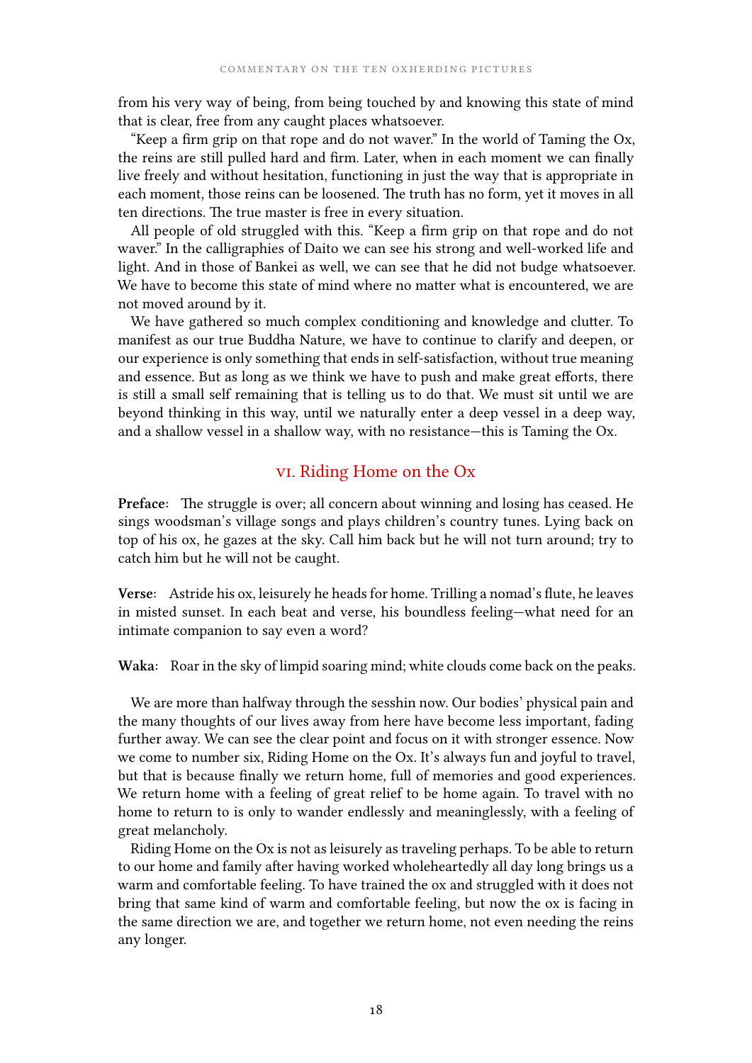from his very way of being, from being touched by and knowing this state of mind that is clear, free from any caught places whatsoever.

"Keep a firm grip on that rope and do not waver." In the world of Taming the Ox, the reins are still pulled hard and firm. Later, when in each moment we can finally live freely and without hesitation, functioning in just the way that is appropriate in each moment, those reins can be loosened. The truth has no form, yet it moves in all ten directions. The true master is free in every situation.

All people of old struggled with this. "Keep a firm grip on that rope and do not waver." In the calligraphies of Daito we can see his strong and well-worked life and light. And in those of Bankei as well, we can see that he did not budge whatsoever. We have to become this state of mind where no matter what is encountered, we are not moved around by it.

We have gathered so much complex conditioning and knowledge and clutter. To manifest as our true Buddha Nature, we have to continue to clarify and deepen, or our experience is only something that ends in self-satisfaction, without true meaning and essence. But as long as we think we have to push and make great efforts, there is still a small self remaining that is telling us to do that. We must sit until we are beyond thinking in this way, until we naturally enter a deep vessel in a deep way, and a shallow vessel in a shallow way, with no resistance—this is Taming the Ox.

## VI. Riding Home on the Ox

**Preface:** The struggle is over; all concern about winning and losing has ceased. He sings woodsman's village songs and plays children's country tunes. Lying back on top of his ox, he gazes at the sky. Call him back but he will not turn around; try to catch him but he will not be caught.

**Verse:** Astride his ox, leisurely he heads for home. Trilling a nomad's flute, he leaves in misted sunset. In each beat and verse, his boundless feeling—what need for an intimate companion to say even a word?

**Waka:** Roar in the sky of limpid soaring mind; white clouds come back on the peaks.

We are more than halfway through the sesshin now. Our bodies' physical pain and the many thoughts of our lives away from here have become less important, fading further away. We can see the clear point and focus on it with stronger essence. Now we come to number six, Riding Home on the Ox. It's always fun and joyful to travel, but that is because finally we return home, full of memories and good experiences. We return home with a feeling of great relief to be home again. To travel with no home to return to is only to wander endlessly and meaninglessly, with a feeling of great melancholy.

Riding Home on the Ox is not as leisurely as traveling perhaps. To be able to return to our home and family after having worked wholeheartedly all day long brings us a warm and comfortable feeling. To have trained the ox and struggled with it does not bring that same kind of warm and comfortable feeling, but now the ox is facing in the same direction we are, and together we return home, not even needing the reins any longer.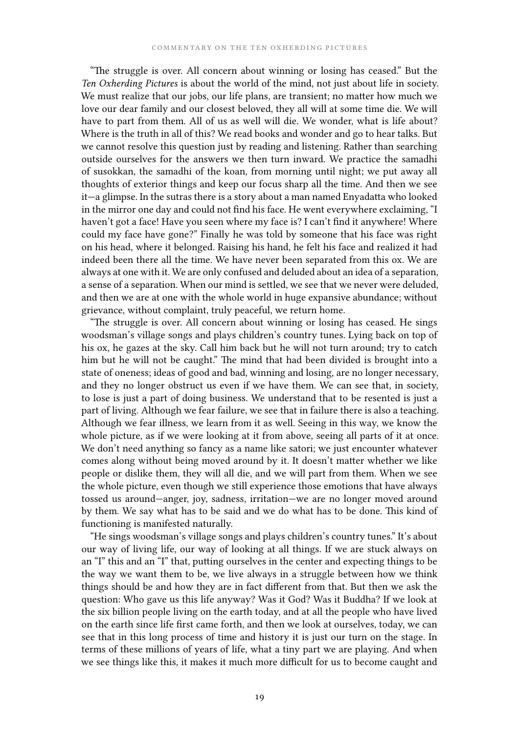"The struggle is over. All concern about winning or losing has ceased." But the *Ten Oxherding Pictures* is about the world of the mind, not just about life in society. We must realize that our jobs, our life plans, are transient; no matter how much we love our dear family and our closest beloved, they all will at some time die. We will have to part from them. All of us as well will die. We wonder, what is life about? Where is the truth in all of this? We read books and wonder and go to hear talks. But we cannot resolve this question just by reading and listening. Rather than searching outside ourselves for the answers we then turn inward. We practice the samadhi of susokkan, the samadhi of the koan, from morning until night; we put away all thoughts of exterior things and keep our focus sharp all the time. And then we see it—a glimpse. In the sutras there is a story about a man named Enyadatta who looked in the mirror one day and could not find his face. He went everywhere exclaiming, "I haven't got a face! Have you seen where my face is? I can't find it anywhere! Where could my face have gone?" Finally he was told by someone that his face was right on his head, where it belonged. Raising his hand, he felt his face and realized it had indeed been there all the time. We have never been separated from this ox. We are always at one with it. We are only confused and deluded about an idea of a separation, a sense of a separation. When our mind is settled, we see that we never were deluded, and then we are at one with the whole world in huge expansive abundance; without grievance, without complaint, truly peaceful, we return home.

"The struggle is over. All concern about winning or losing has ceased. He sings woodsman's village songs and plays children's country tunes. Lying back on top of his ox, he gazes at the sky. Call him back but he will not turn around; try to catch him but he will not be caught." The mind that had been divided is brought into a state of oneness; ideas of good and bad, winning and losing, are no longer necessary, and they no longer obstruct us even if we have them. We can see that, in society, to lose is just a part of doing business. We understand that to be resented is just a part of living. Although we fear failure, we see that in failure there is also a teaching. Although we fear illness, we learn from it as well. Seeing in this way, we know the whole picture, as if we were looking at it from above, seeing all parts of it at once. We don't need anything so fancy as a name like satori; we just encounter whatever comes along without being moved around by it. It doesn't matter whether we like people or dislike them, they will all die, and we will part from them. When we see the whole picture, even though we still experience those emotions that have always tossed us around—anger, joy, sadness, irritation—we are no longer moved around by them. We say what has to be said and we do what has to be done. This kind of functioning is manifested naturally.

"He sings woodsman's village songs and plays children's country tunes." It's about our way of living life, our way of looking at all things. If we are stuck always on an "I" this and an "I" that, putting ourselves in the center and expecting things to be the way we want them to be, we live always in a struggle between how we think things should be and how they are in fact different from that. But then we ask the question: Who gave us this life anyway? Was it God? Was it Buddha? If we look at the six billion people living on the earth today, and at all the people who have lived on the earth since life first came forth, and then we look at ourselves, today, we can see that in this long process of time and history it is just our turn on the stage. In terms of these millions of years of life, what a tiny part we are playing. And when we see things like this, it makes it much more difficult for us to become caught and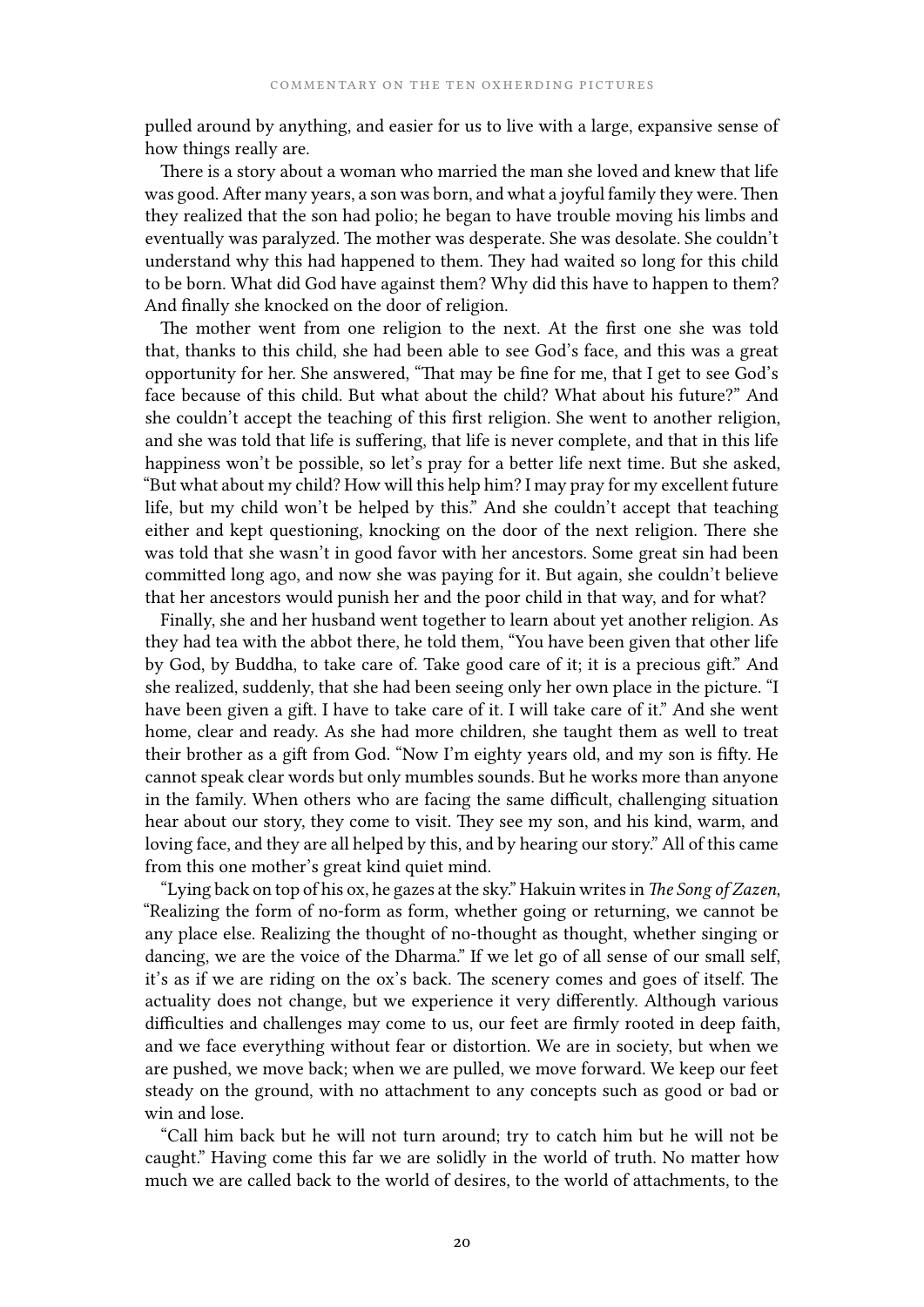pulled around by anything, and easier for us to live with a large, expansive sense of how things really are.

There is a story about a woman who married the man she loved and knew that life was good. After many years, a son was born, and what a joyful family they were. Then they realized that the son had polio; he began to have trouble moving his limbs and eventually was paralyzed. The mother was desperate. She was desolate. She couldn't understand why this had happened to them. They had waited so long for this child to be born. What did God have against them? Why did this have to happen to them? And finally she knocked on the door of religion.

The mother went from one religion to the next. At the first one she was told that, thanks to this child, she had been able to see God's face, and this was a great opportunity for her. She answered, "That may be fine for me, that I get to see God's face because of this child. But what about the child? What about his future?" And she couldn't accept the teaching of this first religion. She went to another religion, and she was told that life is suffering, that life is never complete, and that in this life happiness won't be possible, so let's pray for a better life next time. But she asked, "But what about my child? How will this help him? I may pray for my excellent future life, but my child won't be helped by this." And she couldn't accept that teaching either and kept questioning, knocking on the door of the next religion. There she was told that she wasn't in good favor with her ancestors. Some great sin had been committed long ago, and now she was paying for it. But again, she couldn't believe that her ancestors would punish her and the poor child in that way, and for what?

Finally, she and her husband went together to learn about yet another religion. As they had tea with the abbot there, he told them, "You have been given that other life by God, by Buddha, to take care of. Take good care of it; it is a precious gift." And she realized, suddenly, that she had been seeing only her own place in the picture. "I have been given a gift. I have to take care of it. I will take care of it." And she went home, clear and ready. As she had more children, she taught them as well to treat their brother as a gift from God. "Now I'm eighty years old, and my son is fifty. He cannot speak clear words but only mumbles sounds. But he works more than anyone in the family. When others who are facing the same difficult, challenging situation hear about our story, they come to visit. They see my son, and his kind, warm, and loving face, and they are all helped by this, and by hearing our story." All of this came from this one mother's great kind quiet mind.

"Lying back on top of his ox, he gazes at the sky." Hakuin writes in *The Song of Zazen*, "Realizing the form of no-form as form, whether going or returning, we cannot be any place else. Realizing the thought of no-thought as thought, whether singing or dancing, we are the voice of the Dharma." If we let go of all sense of our small self, it's as if we are riding on the ox's back. The scenery comes and goes of itself. The actuality does not change, but we experience it very differently. Although various difficulties and challenges may come to us, our feet are firmly rooted in deep faith, and we face everything without fear or distortion. We are in society, but when we are pushed, we move back; when we are pulled, we move forward. We keep our feet steady on the ground, with no attachment to any concepts such as good or bad or win and lose.

"Call him back but he will not turn around; try to catch him but he will not be caught." Having come this far we are solidly in the world of truth. No matter how much we are called back to the world of desires, to the world of attachments, to the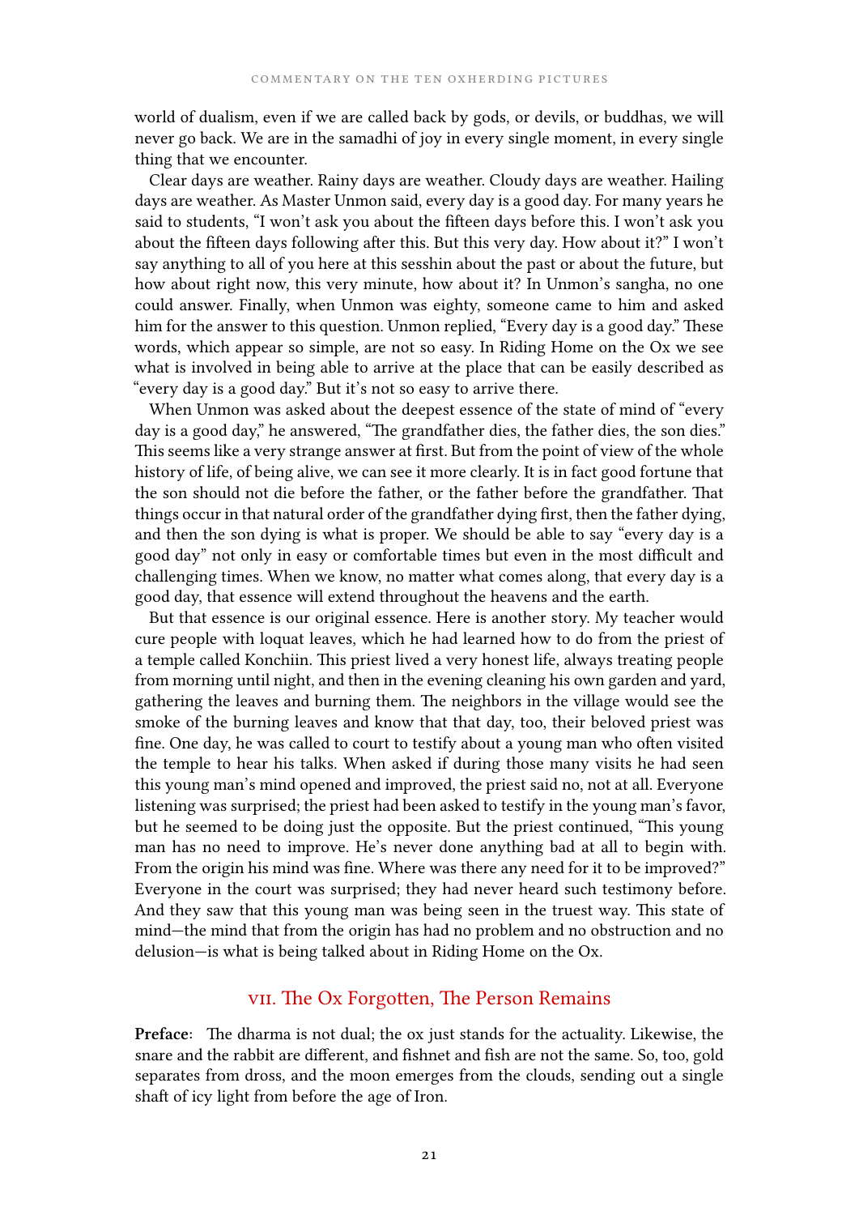world of dualism, even if we are called back by gods, or devils, or buddhas, we will never go back. We are in the samadhi of joy in every single moment, in every single thing that we encounter.

Clear days are weather. Rainy days are weather. Cloudy days are weather. Hailing days are weather. As Master Unmon said, every day is a good day. For many years he said to students, "I won't ask you about the fifteen days before this. I won't ask you about the fifteen days following after this. But this very day. How about it?" I won't say anything to all of you here at this sesshin about the past or about the future, but how about right now, this very minute, how about it? In Unmon's sangha, no one could answer. Finally, when Unmon was eighty, someone came to him and asked him for the answer to this question. Unmon replied, "Every day is a good day." These words, which appear so simple, are not so easy. In Riding Home on the Ox we see what is involved in being able to arrive at the place that can be easily described as "every day is a good day." But it's not so easy to arrive there.

When Unmon was asked about the deepest essence of the state of mind of "every day is a good day," he answered, "The grandfather dies, the father dies, the son dies." This seems like a very strange answer at first. But from the point of view of the whole history of life, of being alive, we can see it more clearly. It is in fact good fortune that the son should not die before the father, or the father before the grandfather. That things occur in that natural order of the grandfather dying first, then the father dying, and then the son dying is what is proper. We should be able to say "every day is a good day" not only in easy or comfortable times but even in the most difficult and challenging times. When we know, no matter what comes along, that every day is a good day, that essence will extend throughout the heavens and the earth.

But that essence is our original essence. Here is another story. My teacher would cure people with loquat leaves, which he had learned how to do from the priest of a temple called Konchiin. This priest lived a very honest life, always treating people from morning until night, and then in the evening cleaning his own garden and yard, gathering the leaves and burning them. The neighbors in the village would see the smoke of the burning leaves and know that that day, too, their beloved priest was fine. One day, he was called to court to testify about a young man who often visited the temple to hear his talks. When asked if during those many visits he had seen this young man's mind opened and improved, the priest said no, not at all. Everyone listening was surprised; the priest had been asked to testify in the young man's favor, but he seemed to be doing just the opposite. But the priest continued, "This young man has no need to improve. He's never done anything bad at all to begin with. From the origin his mind was fine. Where was there any need for it to be improved?" Everyone in the court was surprised; they had never heard such testimony before. And they saw that this young man was being seen in the truest way. This state of mind—the mind that from the origin has had no problem and no obstruction and no delusion—is what is being talked about in Riding Home on the Ox.

## VII. The Ox Forgotten, The Person Remains

**Preface:** The dharma is not dual; the ox just stands for the actuality. Likewise, the snare and the rabbit are different, and fishnet and fish are not the same. So, too, gold separates from dross, and the moon emerges from the clouds, sending out a single shaft of icy light from before the age of Iron.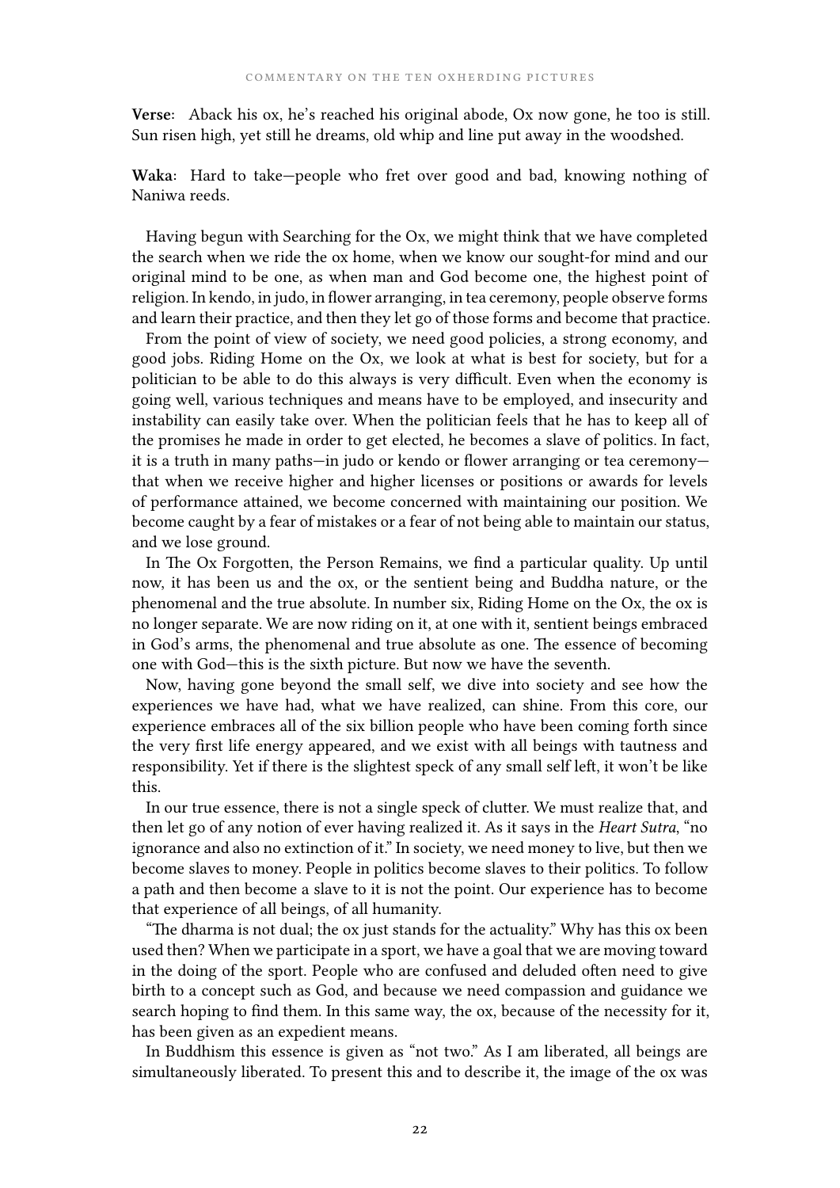**Verse:** Aback his ox, he's reached his original abode, Ox now gone, he too is still. Sun risen high, yet still he dreams, old whip and line put away in the woodshed.

**Waka:** Hard to take—people who fret over good and bad, knowing nothing of Naniwa reeds.

Having begun with Searching for the Ox, we might think that we have completed the search when we ride the ox home, when we know our sought-for mind and our original mind to be one, as when man and God become one, the highest point of religion. In kendo, in judo, in flower arranging, in tea ceremony, people observe forms and learn their practice, and then they let go of those forms and become that practice.

From the point of view of society, we need good policies, a strong economy, and good jobs. Riding Home on the Ox, we look at what is best for society, but for a politician to be able to do this always is very difficult. Even when the economy is going well, various techniques and means have to be employed, and insecurity and instability can easily take over. When the politician feels that he has to keep all of the promises he made in order to get elected, he becomes a slave of politics. In fact, it is a truth in many paths—in judo or kendo or flower arranging or tea ceremony—that when we receive higher and higher licenses or positions or awards for levels of performance attained, we become concerned with maintaining our position. We become caught by a fear of mistakes or a fear of not being able to maintain our status, and we lose ground.

In The Ox Forgotten, the Person Remains, we find a particular quality. Up until now, it has been us and the ox, or the sentient being and Buddha nature, or the phenomenal and the true absolute. In number six, Riding Home on the Ox, the ox is no longer separate. We are now riding on it, at one with it, sentient beings embraced in God's arms, the phenomenal and true absolute as one. The essence of becoming one with God—this is the sixth picture. But now we have the seventh.

Now, having gone beyond the small self, we dive into society and see how the experiences we have had, what we have realized, can shine. From this core, our experience embraces all of the six billion people who have been coming forth since the very first life energy appeared, and we exist with all beings with tautness and responsibility. Yet if there is the slightest speck of any small self left, it won't be like this.

In our true essence, there is not a single speck of clutter. We must realize that, and then let go of any notion of ever having realized it. As it says in the *Heart Sutra*, "no ignorance and also no extinction of it." In society, we need money to live, but then we become slaves to money. People in politics become slaves to their politics. To follow a path and then become a slave to it is not the point. Our experience has to become that experience of all beings, of all humanity.

"The dharma is not dual; the ox just stands for the actuality." Why has this ox been used then? When we participate in a sport, we have a goal that we are moving toward in the doing of the sport. People who are confused and deluded often need to give birth to a concept such as God, and because we need compassion and guidance we search hoping to find them. In this same way, the ox, because of the necessity for it, has been given as an expedient means.

In Buddhism this essence is given as "not two." As I am liberated, all beings are simultaneously liberated. To present this and to describe it, the image of the ox was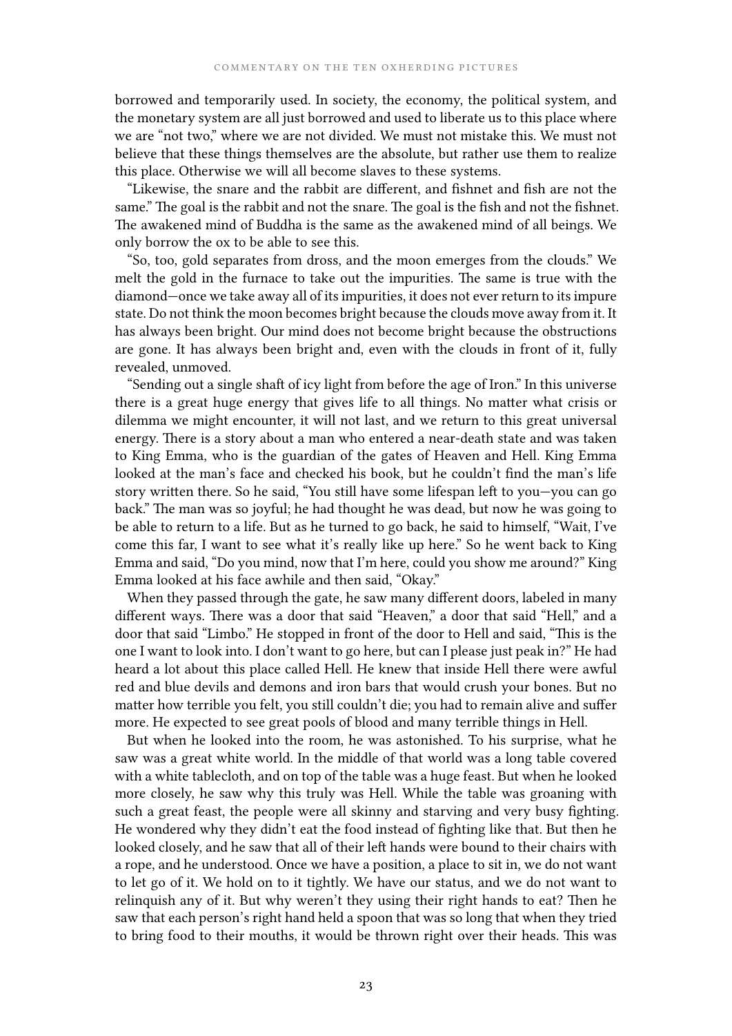borrowed and temporarily used. In society, the economy, the political system, and the monetary system are all just borrowed and used to liberate us to this place where we are "not two," where we are not divided. We must not mistake this. We must not believe that these things themselves are the absolute, but rather use them to realize this place. Otherwise we will all become slaves to these systems.

"Likewise, the snare and the rabbit are different, and fishnet and fish are not the same." The goal is the rabbit and not the snare. The goal is the fish and not the fishnet. The awakened mind of Buddha is the same as the awakened mind of all beings. We only borrow the ox to be able to see this.

"So, too, gold separates from dross, and the moon emerges from the clouds." We melt the gold in the furnace to take out the impurities. The same is true with the diamond—once we take away all of its impurities, it does not ever return to its impure state. Do not think the moon becomes bright because the clouds move away from it. It has always been bright. Our mind does not become bright because the obstructions are gone. It has always been bright and, even with the clouds in front of it, fully revealed, unmoved.

"Sending out a single shaft of icy light from before the age of Iron." In this universe there is a great huge energy that gives life to all things. No matter what crisis or dilemma we might encounter, it will not last, and we return to this great universal energy. There is a story about a man who entered a near-death state and was taken to King Emma, who is the guardian of the gates of Heaven and Hell. King Emma looked at the man's face and checked his book, but he couldn't find the man's life story written there. So he said, "You still have some lifespan left to you—you can go back." The man was so joyful; he had thought he was dead, but now he was going to be able to return to a life. But as he turned to go back, he said to himself, "Wait, I've come this far, I want to see what it's really like up here." So he went back to King Emma and said, "Do you mind, now that I'm here, could you show me around?" King Emma looked at his face awhile and then said, "Okay."

When they passed through the gate, he saw many different doors, labeled in many different ways. There was a door that said "Heaven," a door that said "Hell," and a door that said "Limbo." He stopped in front of the door to Hell and said, "This is the one I want to look into. I don't want to go here, but can I please just peak in?" He had heard a lot about this place called Hell. He knew that inside Hell there were awful red and blue devils and demons and iron bars that would crush your bones. But no matter how terrible you felt, you still couldn't die; you had to remain alive and suffer more. He expected to see great pools of blood and many terrible things in Hell.

But when he looked into the room, he was astonished. To his surprise, what he saw was a great white world. In the middle of that world was a long table covered with a white tablecloth, and on top of the table was a huge feast. But when he looked more closely, he saw why this truly was Hell. While the table was groaning with such a great feast, the people were all skinny and starving and very busy fighting. He wondered why they didn't eat the food instead of fighting like that. But then he looked closely, and he saw that all of their left hands were bound to their chairs with a rope, and he understood. Once we have a position, a place to sit in, we do not want to let go of it. We hold on to it tightly. We have our status, and we do not want to relinquish any of it. But why weren't they using their right hands to eat? Then he saw that each person's right hand held a spoon that was so long that when they tried to bring food to their mouths, it would be thrown right over their heads. This was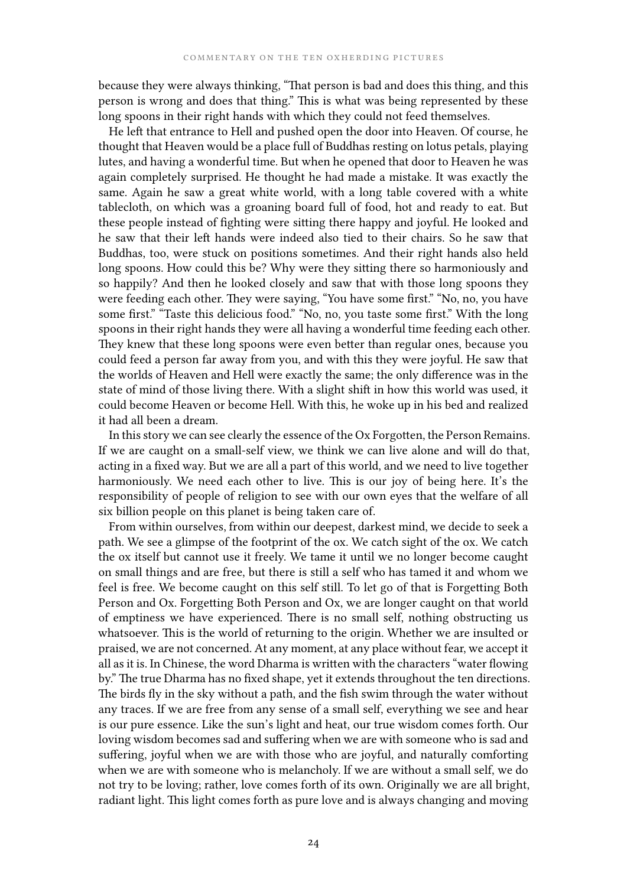because they were always thinking, "That person is bad and does this thing, and this person is wrong and does that thing." This is what was being represented by these long spoons in their right hands with which they could not feed themselves.

He left that entrance to Hell and pushed open the door into Heaven. Of course, he thought that Heaven would be a place full of Buddhas resting on lotus petals, playing lutes, and having a wonderful time. But when he opened that door to Heaven he was again completely surprised. He thought he had made a mistake. It was exactly the same. Again he saw a great white world, with a long table covered with a white tablecloth, on which was a groaning board full of food, hot and ready to eat. But these people instead of fighting were sitting there happy and joyful. He looked and he saw that their left hands were indeed also tied to their chairs. So he saw that Buddhas, too, were stuck on positions sometimes. And their right hands also held long spoons. How could this be? Why were they sitting there so harmoniously and so happily? And then he looked closely and saw that with those long spoons they were feeding each other. They were saying, "You have some first." "No, no, you have some first." "Taste this delicious food." "No, no, you taste some first." With the long spoons in their right hands they were all having a wonderful time feeding each other. They knew that these long spoons were even better than regular ones, because you could feed a person far away from you, and with this they were joyful. He saw that the worlds of Heaven and Hell were exactly the same; the only difference was in the state of mind of those living there. With a slight shift in how this world was used, it could become Heaven or become Hell. With this, he woke up in his bed and realized it had all been a dream.

In this story we can see clearly the essence of the Ox Forgotten, the Person Remains. If we are caught on a small-self view, we think we can live alone and will do that, acting in a fixed way. But we are all a part of this world, and we need to live together harmoniously. We need each other to live. This is our joy of being here. It's the responsibility of people of religion to see with our own eyes that the welfare of all six billion people on this planet is being taken care of.

From within ourselves, from within our deepest, darkest mind, we decide to seek a path. We see a glimpse of the footprint of the ox. We catch sight of the ox. We catch the ox itself but cannot use it freely. We tame it until we no longer become caught on small things and are free, but there is still a self who has tamed it and whom we feel is free. We become caught on this self still. To let go of that is Forgetting Both Person and Ox. Forgetting Both Person and Ox, we are longer caught on that world of emptiness we have experienced. There is no small self, nothing obstructing us whatsoever. This is the world of returning to the origin. Whether we are insulted or praised, we are not concerned. At any moment, at any place without fear, we accept it all as it is. In Chinese, the word Dharma is written with the characters "water flowing by." The true Dharma has no fixed shape, yet it extends throughout the ten directions. The birds fly in the sky without a path, and the fish swim through the water without any traces. If we are free from any sense of a small self, everything we see and hear is our pure essence. Like the sun's light and heat, our true wisdom comes forth. Our loving wisdom becomes sad and suffering when we are with someone who is sad and suffering, joyful when we are with those who are joyful, and naturally comforting when we are with someone who is melancholy. If we are without a small self, we do not try to be loving; rather, love comes forth of its own. Originally we are all bright, radiant light. This light comes forth as pure love and is always changing and moving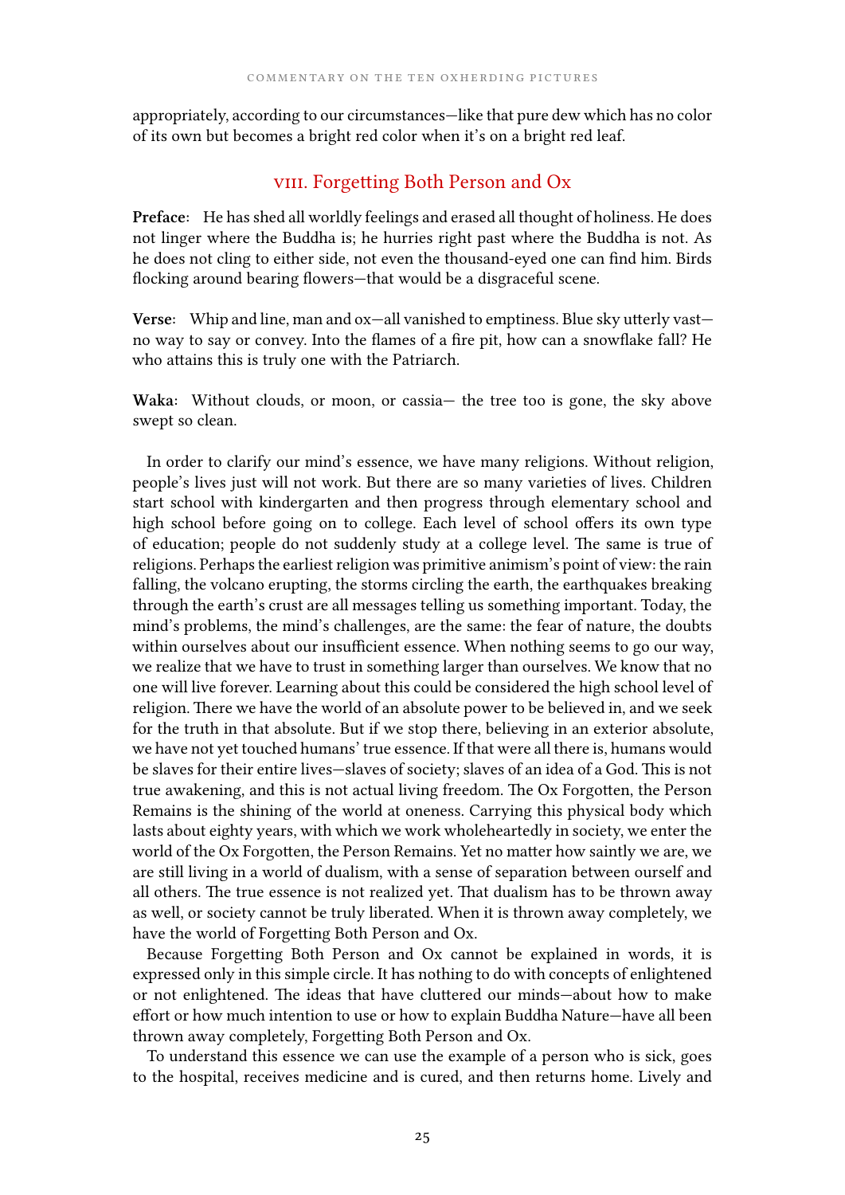appropriately, according to our circumstances—like that pure dew which has no color of its own but becomes a bright red color when it's on a bright red leaf.

## VIII. Forgetting Both Person and Ox

**Preface:** He has shed all worldly feelings and erased all thought of holiness. He does not linger where the Buddha is; he hurries right past where the Buddha is not. As he does not cling to either side, not even the thousand-eyed one can find him. Birds flocking around bearing flowers—that would be a disgraceful scene.

**Verse:** Whip and line, man and ox—all vanished to emptiness. Blue sky utterly vast—no way to say or convey. Into the flames of a fire pit, how can a snowflake fall? He who attains this is truly one with the Patriarch.

**Waka:** Without clouds, or moon, or cassia— the tree too is gone, the sky above swept so clean.

In order to clarify our mind's essence, we have many religions. Without religion, people's lives just will not work. But there are so many varieties of lives. Children start school with kindergarten and then progress through elementary school and high school before going on to college. Each level of school offers its own type of education; people do not suddenly study at a college level. The same is true of religions. Perhaps the earliest religion was primitive animism's point of view: the rain falling, the volcano erupting, the storms circling the earth, the earthquakes breaking through the earth's crust are all messages telling us something important. Today, the mind's problems, the mind's challenges, are the same: the fear of nature, the doubts within ourselves about our insufficient essence. When nothing seems to go our way, we realize that we have to trust in something larger than ourselves. We know that no one will live forever. Learning about this could be considered the high school level of religion. There we have the world of an absolute power to be believed in, and we seek for the truth in that absolute. But if we stop there, believing in an exterior absolute, we have not yet touched humans' true essence. If that were all there is, humans would be slaves for their entire lives—slaves of society; slaves of an idea of a God. This is not true awakening, and this is not actual living freedom. The Ox Forgotten, the Person Remains is the shining of the world at oneness. Carrying this physical body which lasts about eighty years, with which we work wholeheartedly in society, we enter the world of the Ox Forgotten, the Person Remains. Yet no matter how saintly we are, we are still living in a world of dualism, with a sense of separation between ourself and all others. The true essence is not realized yet. That dualism has to be thrown away as well, or society cannot be truly liberated. When it is thrown away completely, we have the world of Forgetting Both Person and Ox.

Because Forgetting Both Person and Ox cannot be explained in words, it is expressed only in this simple circle. It has nothing to do with concepts of enlightened or not enlightened. The ideas that have cluttered our minds—about how to make effort or how much intention to use or how to explain Buddha Nature—have all been thrown away completely, Forgetting Both Person and Ox.

To understand this essence we can use the example of a person who is sick, goes to the hospital, receives medicine and is cured, and then returns home. Lively and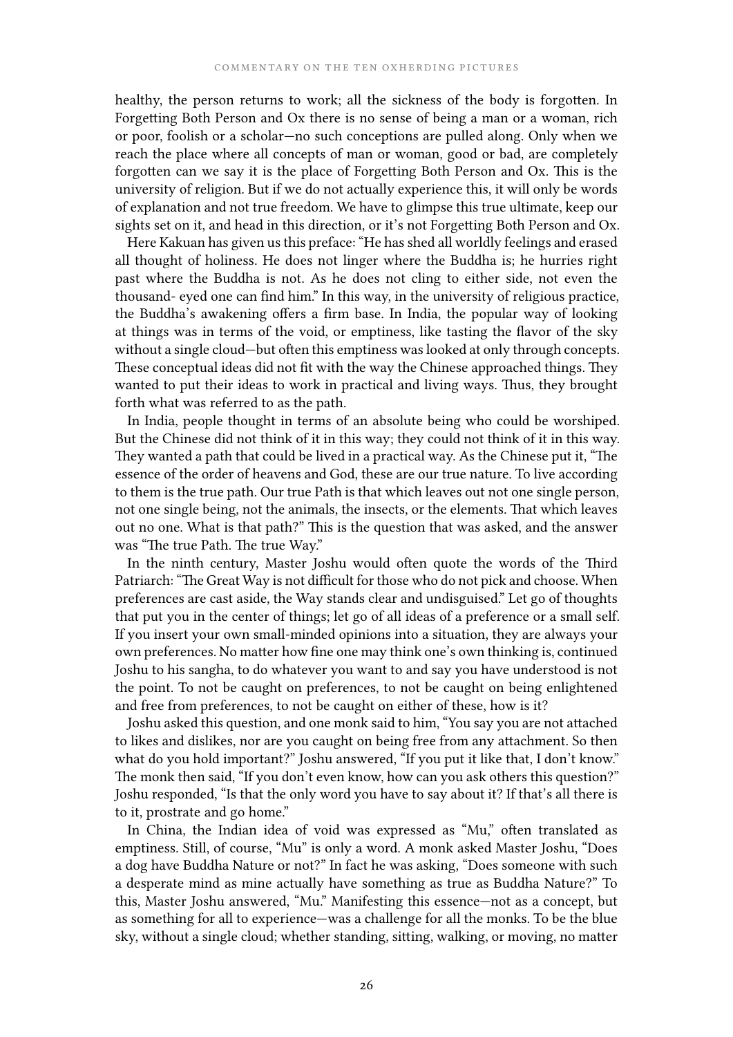healthy, the person returns to work; all the sickness of the body is forgotten. In Forgetting Both Person and Ox there is no sense of being a man or a woman, rich or poor, foolish or a scholar—no such conceptions are pulled along. Only when we reach the place where all concepts of man or woman, good or bad, are completely forgotten can we say it is the place of Forgetting Both Person and Ox. This is the university of religion. But if we do not actually experience this, it will only be words of explanation and not true freedom. We have to glimpse this true ultimate, keep our sights set on it, and head in this direction, or it's not Forgetting Both Person and Ox.

Here Kakuan has given us this preface: "He has shed all worldly feelings and erased all thought of holiness. He does not linger where the Buddha is; he hurries right past where the Buddha is not. As he does not cling to either side, not even the thousand- eyed one can find him." In this way, in the university of religious practice, the Buddha's awakening offers a firm base. In India, the popular way of looking at things was in terms of the void, or emptiness, like tasting the flavor of the sky without a single cloud—but often this emptiness was looked at only through concepts. These conceptual ideas did not fit with the way the Chinese approached things. They wanted to put their ideas to work in practical and living ways. Thus, they brought forth what was referred to as the path.

In India, people thought in terms of an absolute being who could be worshiped. But the Chinese did not think of it in this way; they could not think of it in this way. They wanted a path that could be lived in a practical way. As the Chinese put it, "The essence of the order of heavens and God, these are our true nature. To live according to them is the true path. Our true Path is that which leaves out not one single person, not one single being, not the animals, the insects, or the elements. That which leaves out no one. What is that path?" This is the question that was asked, and the answer was "The true Path. The true Way."

In the ninth century, Master Joshu would often quote the words of the Third Patriarch: "The Great Way is not difficult for those who do not pick and choose. When preferences are cast aside, the Way stands clear and undisguised." Let go of thoughts that put you in the center of things; let go of all ideas of a preference or a small self. If you insert your own small-minded opinions into a situation, they are always your own preferences. No matter how fine one may think one's own thinking is, continued Joshu to his sangha, to do whatever you want to and say you have understood is not the point. To not be caught on preferences, to not be caught on being enlightened and free from preferences, to not be caught on either of these, how is it?

Joshu asked this question, and one monk said to him, "You say you are not attached to likes and dislikes, nor are you caught on being free from any attachment. So then what do you hold important?" Joshu answered, "If you put it like that, I don't know." The monk then said, "If you don't even know, how can you ask others this question?" Joshu responded, "Is that the only word you have to say about it? If that's all there is to it, prostrate and go home."

In China, the Indian idea of void was expressed as "Mu," often translated as emptiness. Still, of course, "Mu" is only a word. A monk asked Master Joshu, "Does a dog have Buddha Nature or not?" In fact he was asking, "Does someone with such a desperate mind as mine actually have something as true as Buddha Nature?" To this, Master Joshu answered, "Mu." Manifesting this essence—not as a concept, but as something for all to experience—was a challenge for all the monks. To be the blue sky, without a single cloud; whether standing, sitting, walking, or moving, no matter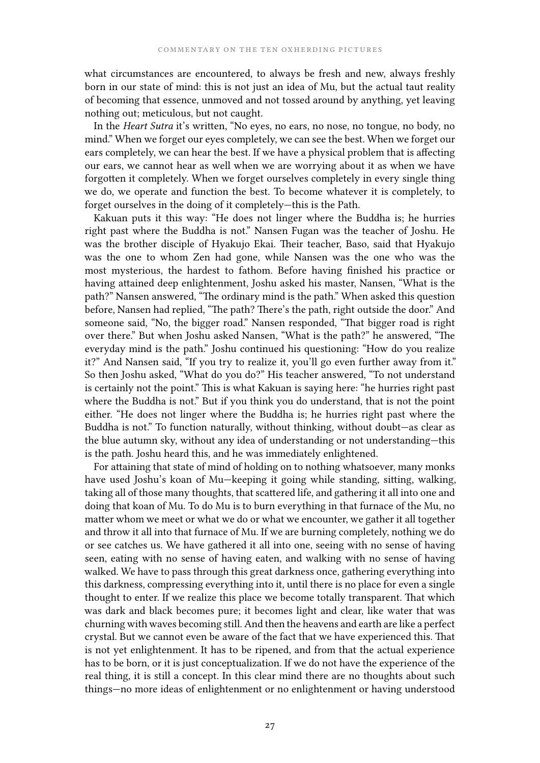what circumstances are encountered, to always be fresh and new, always freshly born in our state of mind: this is not just an idea of Mu, but the actual taut reality of becoming that essence, unmoved and not tossed around by anything, yet leaving nothing out; meticulous, but not caught.

In the *Heart Sutra* it's written, "No eyes, no ears, no nose, no tongue, no body, no mind." When we forget our eyes completely, we can see the best. When we forget our ears completely, we can hear the best. If we have a physical problem that is affecting our ears, we cannot hear as well when we are worrying about it as when we have forgotten it completely. When we forget ourselves completely in every single thing we do, we operate and function the best. To become whatever it is completely, to forget ourselves in the doing of it completely—this is the Path.

Kakuan puts it this way: "He does not linger where the Buddha is; he hurries right past where the Buddha is not." Nansen Fugan was the teacher of Joshu. He was the brother disciple of Hyakujo Ekai. Their teacher, Baso, said that Hyakujo was the one to whom Zen had gone, while Nansen was the one who was the most mysterious, the hardest to fathom. Before having finished his practice or having attained deep enlightenment, Joshu asked his master, Nansen, "What is the path?" Nansen answered, "The ordinary mind is the path." When asked this question before, Nansen had replied, "The path? There's the path, right outside the door." And someone said, "No, the bigger road." Nansen responded, "That bigger road is right over there." But when Joshu asked Nansen, "What is the path?" he answered, "The everyday mind is the path." Joshu continued his questioning: "How do you realize it?" And Nansen said, "If you try to realize it, you'll go even further away from it." So then Joshu asked, "What do you do?" His teacher answered, "To not understand is certainly not the point." This is what Kakuan is saying here: "he hurries right past where the Buddha is not." But if you think you do understand, that is not the point either. "He does not linger where the Buddha is; he hurries right past where the Buddha is not." To function naturally, without thinking, without doubt—as clear as the blue autumn sky, without any idea of understanding or not understanding—this is the path. Joshu heard this, and he was immediately enlightened.

For attaining that state of mind of holding on to nothing whatsoever, many monks have used Joshu's koan of Mu—keeping it going while standing, sitting, walking, taking all of those many thoughts, that scattered life, and gathering it all into one and doing that koan of Mu. To do Mu is to burn everything in that furnace of the Mu, no matter whom we meet or what we do or what we encounter, we gather it all together and throw it all into that furnace of Mu. If we are burning completely, nothing we do or see catches us. We have gathered it all into one, seeing with no sense of having seen, eating with no sense of having eaten, and walking with no sense of having walked. We have to pass through this great darkness once, gathering everything into this darkness, compressing everything into it, until there is no place for even a single thought to enter. If we realize this place we become totally transparent. That which was dark and black becomes pure; it becomes light and clear, like water that was churning with waves becoming still. And then the heavens and earth are like a perfect crystal. But we cannot even be aware of the fact that we have experienced this. That is not yet enlightenment. It has to be ripened, and from that the actual experience has to be born, or it is just conceptualization. If we do not have the experience of the real thing, it is still a concept. In this clear mind there are no thoughts about such things—no more ideas of enlightenment or no enlightenment or having understood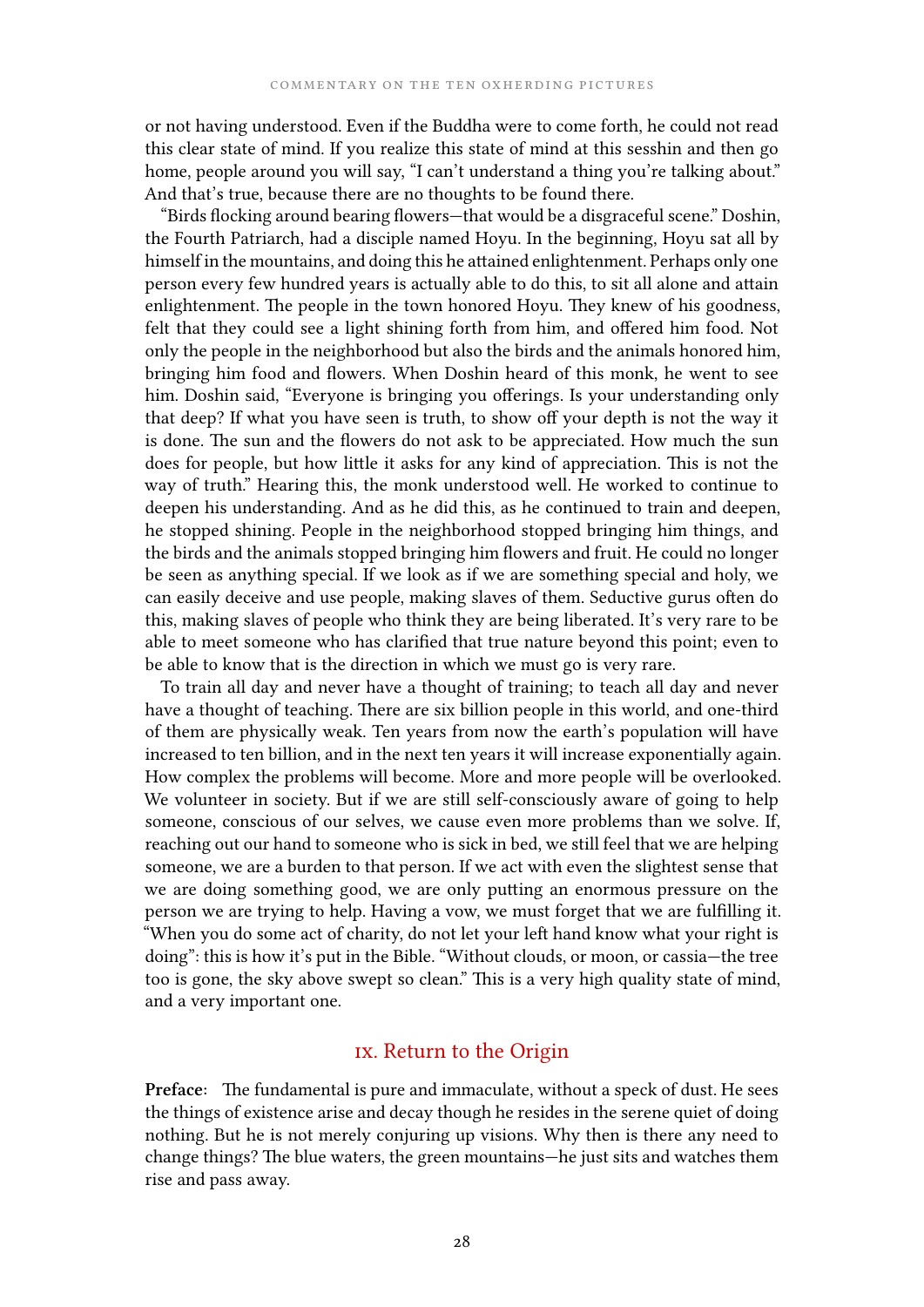or not having understood. Even if the Buddha were to come forth, he could not read this clear state of mind. If you realize this state of mind at this sesshin and then go home, people around you will say, "I can't understand a thing you're talking about." And that's true, because there are no thoughts to be found there.

"Birds flocking around bearing flowers—that would be a disgraceful scene." Doshin, the Fourth Patriarch, had a disciple named Hoyu. In the beginning, Hoyu sat all by himself in the mountains, and doing this he attained enlightenment. Perhaps only one person every few hundred years is actually able to do this, to sit all alone and attain enlightenment. The people in the town honored Hoyu. They knew of his goodness, felt that they could see a light shining forth from him, and offered him food. Not only the people in the neighborhood but also the birds and the animals honored him, bringing him food and flowers. When Doshin heard of this monk, he went to see him. Doshin said, "Everyone is bringing you offerings. Is your understanding only that deep? If what you have seen is truth, to show off your depth is not the way it is done. The sun and the flowers do not ask to be appreciated. How much the sun does for people, but how little it asks for any kind of appreciation. This is not the way of truth." Hearing this, the monk understood well. He worked to continue to deepen his understanding. And as he did this, as he continued to train and deepen, he stopped shining. People in the neighborhood stopped bringing him things, and the birds and the animals stopped bringing him flowers and fruit. He could no longer be seen as anything special. If we look as if we are something special and holy, we can easily deceive and use people, making slaves of them. Seductive gurus often do this, making slaves of people who think they are being liberated. It's very rare to be able to meet someone who has clarified that true nature beyond this point; even to be able to know that is the direction in which we must go is very rare.

To train all day and never have a thought of training; to teach all day and never have a thought of teaching. There are six billion people in this world, and one-third of them are physically weak. Ten years from now the earth's population will have increased to ten billion, and in the next ten years it will increase exponentially again. How complex the problems will become. More and more people will be overlooked. We volunteer in society. But if we are still self-consciously aware of going to help someone, conscious of our selves, we cause even more problems than we solve. If, reaching out our hand to someone who is sick in bed, we still feel that we are helping someone, we are a burden to that person. If we act with even the slightest sense that we are doing something good, we are only putting an enormous pressure on the person we are trying to help. Having a vow, we must forget that we are fulfilling it. "When you do some act of charity, do not let your left hand know what your right is doing": this is how it's put in the Bible. "Without clouds, or moon, or cassia—the tree too is gone, the sky above swept so clean." This is a very high quality state of mind, and a very important one.

## IX. Return to the Origin

**Preface:** The fundamental is pure and immaculate, without a speck of dust. He sees the things of existence arise and decay though he resides in the serene quiet of doing nothing. But he is not merely conjuring up visions. Why then is there any need to change things? The blue waters, the green mountains—he just sits and watches them rise and pass away.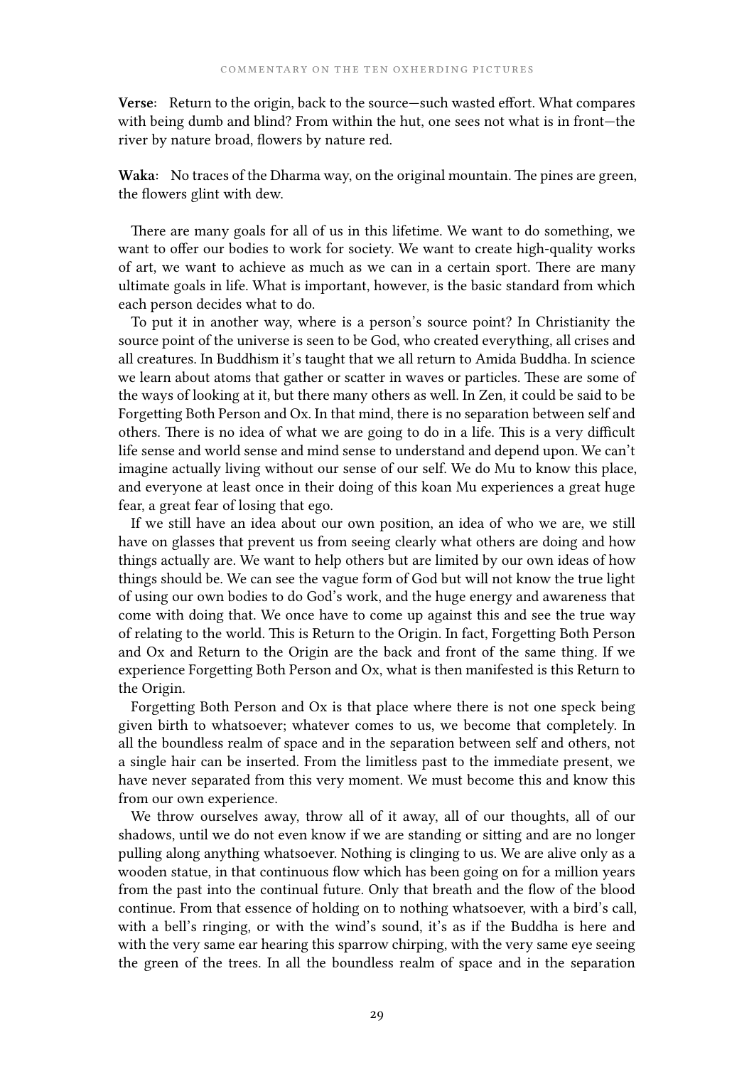**Verse:** Return to the origin, back to the source—such wasted effort. What compares with being dumb and blind? From within the hut, one sees not what is in front—the river by nature broad, flowers by nature red.

**Waka:** No traces of the Dharma way, on the original mountain. The pines are green, the flowers glint with dew.

There are many goals for all of us in this lifetime. We want to do something, we want to offer our bodies to work for society. We want to create high-quality works of art, we want to achieve as much as we can in a certain sport. There are many ultimate goals in life. What is important, however, is the basic standard from which each person decides what to do.

To put it in another way, where is a person's source point? In Christianity the source point of the universe is seen to be God, who created everything, all crises and all creatures. In Buddhism it's taught that we all return to Amida Buddha. In science we learn about atoms that gather or scatter in waves or particles. These are some of the ways of looking at it, but there many others as well. In Zen, it could be said to be Forgetting Both Person and Ox. In that mind, there is no separation between self and others. There is no idea of what we are going to do in a life. This is a very difficult life sense and world sense and mind sense to understand and depend upon. We can't imagine actually living without our sense of our self. We do Mu to know this place, and everyone at least once in their doing of this koan Mu experiences a great huge fear, a great fear of losing that ego.

If we still have an idea about our own position, an idea of who we are, we still have on glasses that prevent us from seeing clearly what others are doing and how things actually are. We want to help others but are limited by our own ideas of how things should be. We can see the vague form of God but will not know the true light of using our own bodies to do God's work, and the huge energy and awareness that come with doing that. We once have to come up against this and see the true way of relating to the world. This is Return to the Origin. In fact, Forgetting Both Person and Ox and Return to the Origin are the back and front of the same thing. If we experience Forgetting Both Person and Ox, what is then manifested is this Return to the Origin.

Forgetting Both Person and Ox is that place where there is not one speck being given birth to whatsoever; whatever comes to us, we become that completely. In all the boundless realm of space and in the separation between self and others, not a single hair can be inserted. From the limitless past to the immediate present, we have never separated from this very moment. We must become this and know this from our own experience.

We throw ourselves away, throw all of it away, all of our thoughts, all of our shadows, until we do not even know if we are standing or sitting and are no longer pulling along anything whatsoever. Nothing is clinging to us. We are alive only as a wooden statue, in that continuous flow which has been going on for a million years from the past into the continual future. Only that breath and the flow of the blood continue. From that essence of holding on to nothing whatsoever, with a bird's call, with a bell's ringing, or with the wind's sound, it's as if the Buddha is here and with the very same ear hearing this sparrow chirping, with the very same eye seeing the green of the trees. In all the boundless realm of space and in the separation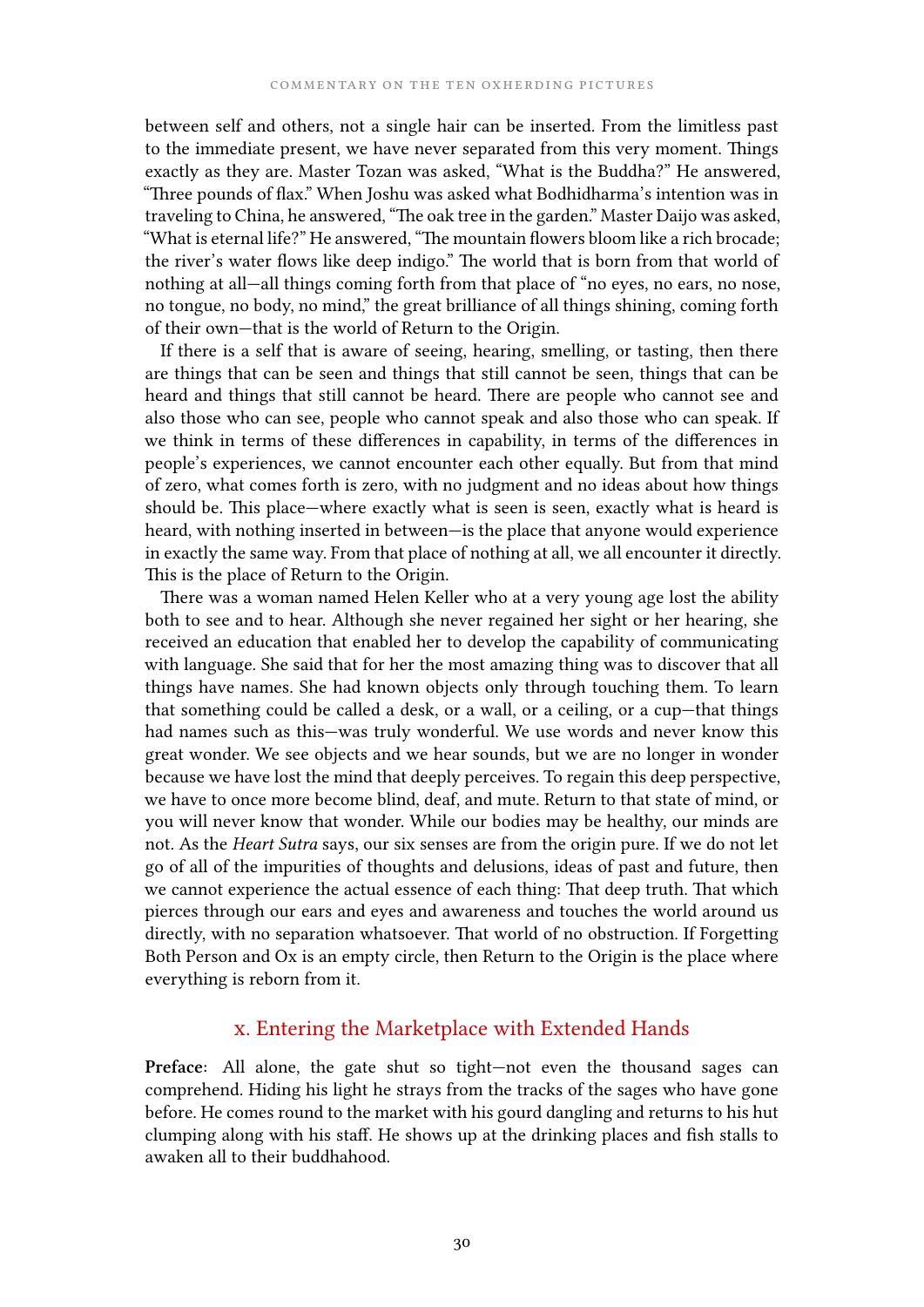between self and others, not a single hair can be inserted. From the limitless past to the immediate present, we have never separated from this very moment. Things exactly as they are. Master Tozan was asked, "What is the Buddha?" He answered, "Three pounds of flax." When Joshu was asked what Bodhidharma's intention was in traveling to China, he answered, "The oak tree in the garden." Master Daijo was asked, "What is eternal life?" He answered, "The mountain flowers bloom like a rich brocade; the river's water flows like deep indigo." The world that is born from that world of nothing at all—all things coming forth from that place of "no eyes, no ears, no nose, no tongue, no body, no mind," the great brilliance of all things shining, coming forth of their own—that is the world of Return to the Origin.

If there is a self that is aware of seeing, hearing, smelling, or tasting, then there are things that can be seen and things that still cannot be seen, things that can be heard and things that still cannot be heard. There are people who cannot see and also those who can see, people who cannot speak and also those who can speak. If we think in terms of these differences in capability, in terms of the differences in people's experiences, we cannot encounter each other equally. But from that mind of zero, what comes forth is zero, with no judgment and no ideas about how things should be. This place—where exactly what is seen is seen, exactly what is heard is heard, with nothing inserted in between—is the place that anyone would experience in exactly the same way. From that place of nothing at all, we all encounter it directly. This is the place of Return to the Origin.

There was a woman named Helen Keller who at a very young age lost the ability both to see and to hear. Although she never regained her sight or her hearing, she received an education that enabled her to develop the capability of communicating with language. She said that for her the most amazing thing was to discover that all things have names. She had known objects only through touching them. To learn that something could be called a desk, or a wall, or a ceiling, or a cup—that things had names such as this—was truly wonderful. We use words and never know this great wonder. We see objects and we hear sounds, but we are no longer in wonder because we have lost the mind that deeply perceives. To regain this deep perspective, we have to once more become blind, deaf, and mute. Return to that state of mind, or you will never know that wonder. While our bodies may be healthy, our minds are not. As the *Heart Sutra* says, our six senses are from the origin pure. If we do not let go of all of the impurities of thoughts and delusions, ideas of past and future, then we cannot experience the actual essence of each thing: That deep truth. That which pierces through our ears and eyes and awareness and touches the world around us directly, with no separation whatsoever. That world of no obstruction. If Forgetting Both Person and Ox is an empty circle, then Return to the Origin is the place where everything is reborn from it.

## x. Entering the Marketplace with Extended Hands

**Preface:** All alone, the gate shut so tight—not even the thousand sages can comprehend. Hiding his light he strays from the tracks of the sages who have gone before. He comes round to the market with his gourd dangling and returns to his hut clumping along with his staff. He shows up at the drinking places and fish stalls to awaken all to their buddhahood.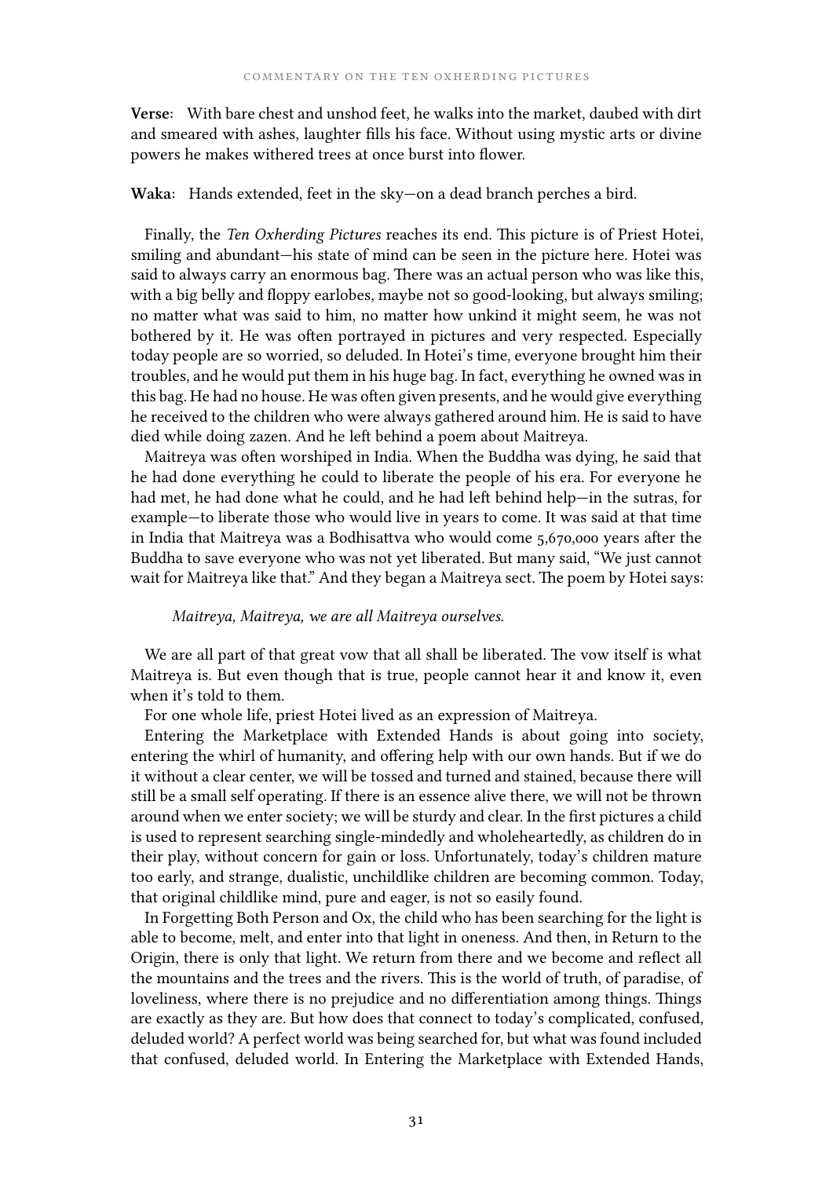**Verse:** With bare chest and unshod feet, he walks into the market, daubed with dirt and smeared with ashes, laughter fills his face. Without using mystic arts or divine powers he makes withered trees at once burst into flower.

**Waka:** Hands extended, feet in the sky—on a dead branch perches a bird.

Finally, the *Ten Oxherding Pictures* reaches its end. This picture is of Priest Hotei, smiling and abundant—his state of mind can be seen in the picture here. Hotei was said to always carry an enormous bag. There was an actual person who was like this, with a big belly and floppy earlobes, maybe not so good-looking, but always smiling; no matter what was said to him, no matter how unkind it might seem, he was not bothered by it. He was often portrayed in pictures and very respected. Especially today people are so worried, so deluded. In Hotei's time, everyone brought him their troubles, and he would put them in his huge bag. In fact, everything he owned was in this bag. He had no house. He was often given presents, and he would give everything he received to the children who were always gathered around him. He is said to have died while doing zazen. And he left behind a poem about Maitreya.

Maitreya was often worshiped in India. When the Buddha was dying, he said that he had done everything he could to liberate the people of his era. For everyone he had met, he had done what he could, and he had left behind help—in the sutras, for example—to liberate those who would live in years to come. It was said at that time in India that Maitreya was a Bodhisattva who would come 5,670,000 years after the Buddha to save everyone who was not yet liberated. But many said, "We just cannot wait for Maitreya like that." And they began a Maitreya sect. The poem by Hotei says:

*Maitreya, Maitreya, we are all Maitreya ourselves.*

We are all part of that great vow that all shall be liberated. The vow itself is what Maitreya is. But even though that is true, people cannot hear it and know it, even when it's told to them.

For one whole life, priest Hotei lived as an expression of Maitreya.

Entering the Marketplace with Extended Hands is about going into society, entering the whirl of humanity, and offering help with our own hands. But if we do it without a clear center, we will be tossed and turned and stained, because there will still be a small self operating. If there is an essence alive there, we will not be thrown around when we enter society; we will be sturdy and clear. In the first pictures a child is used to represent searching single-mindedly and wholeheartedly, as children do in their play, without concern for gain or loss. Unfortunately, today's children mature too early, and strange, dualistic, unchildlike children are becoming common. Today, that original childlike mind, pure and eager, is not so easily found.

In Forgetting Both Person and Ox, the child who has been searching for the light is able to become, melt, and enter into that light in oneness. And then, in Return to the Origin, there is only that light. We return from there and we become and reflect all the mountains and the trees and the rivers. This is the world of truth, of paradise, of loveliness, where there is no prejudice and no differentiation among things. Things are exactly as they are. But how does that connect to today's complicated, confused, deluded world? A perfect world was being searched for, but what was found included that confused, deluded world. In Entering the Marketplace with Extended Hands,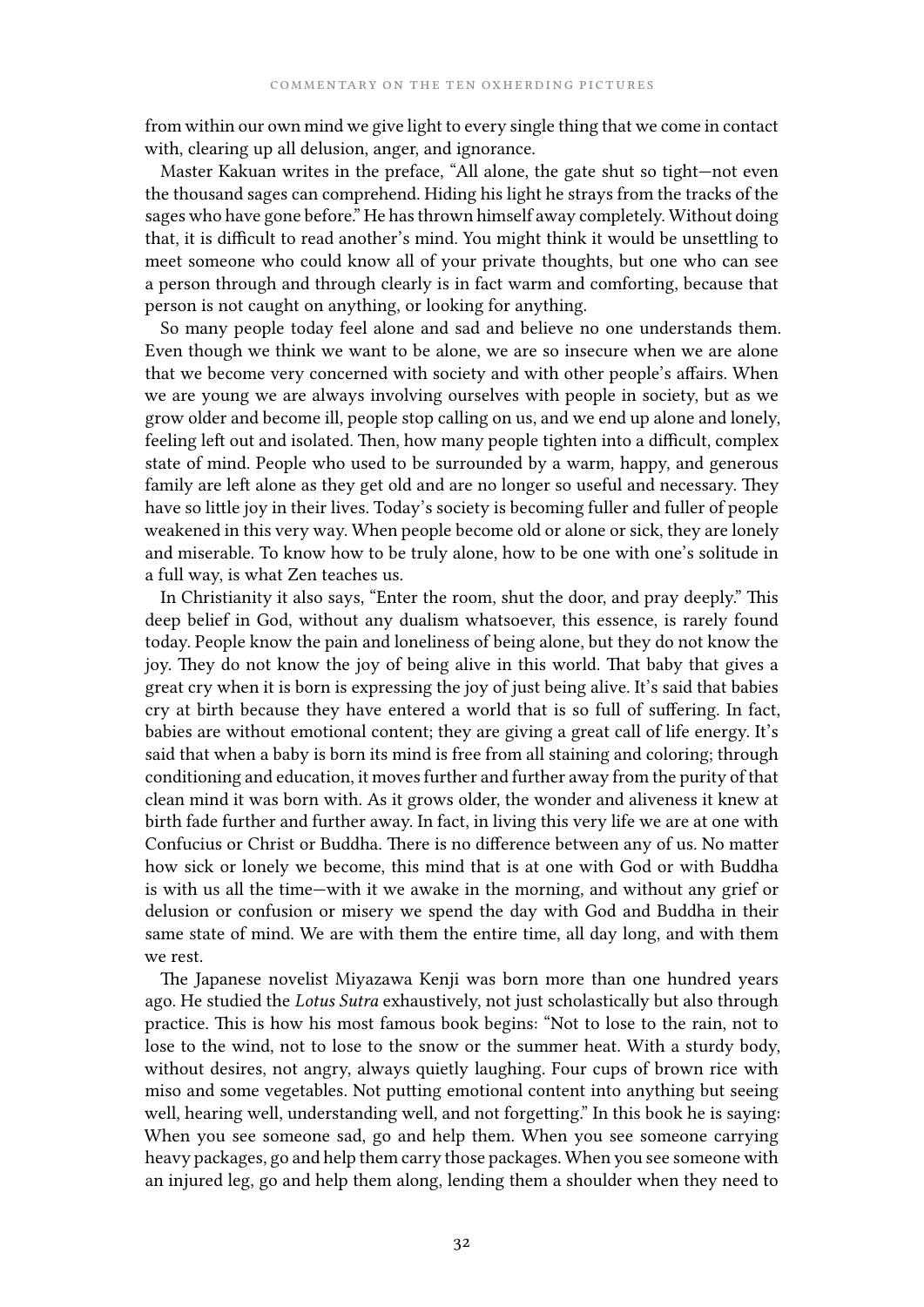from within our own mind we give light to every single thing that we come in contact with, clearing up all delusion, anger, and ignorance.

Master Kakuan writes in the preface, "All alone, the gate shut so tight—not even the thousand sages can comprehend. Hiding his light he strays from the tracks of the sages who have gone before." He has thrown himself away completely. Without doing that, it is difficult to read another's mind. You might think it would be unsettling to meet someone who could know all of your private thoughts, but one who can see a person through and through clearly is in fact warm and comforting, because that person is not caught on anything, or looking for anything.

So many people today feel alone and sad and believe no one understands them. Even though we think we want to be alone, we are so insecure when we are alone that we become very concerned with society and with other people's affairs. When we are young we are always involving ourselves with people in society, but as we grow older and become ill, people stop calling on us, and we end up alone and lonely, feeling left out and isolated. Then, how many people tighten into a difficult, complex state of mind. People who used to be surrounded by a warm, happy, and generous family are left alone as they get old and are no longer so useful and necessary. They have so little joy in their lives. Today's society is becoming fuller and fuller of people weakened in this very way. When people become old or alone or sick, they are lonely and miserable. To know how to be truly alone, how to be one with one's solitude in a full way, is what Zen teaches us.

In Christianity it also says, "Enter the room, shut the door, and pray deeply." This deep belief in God, without any dualism whatsoever, this essence, is rarely found today. People know the pain and loneliness of being alone, but they do not know the joy. They do not know the joy of being alive in this world. That baby that gives a great cry when it is born is expressing the joy of just being alive. It's said that babies cry at birth because they have entered a world that is so full of suffering. In fact, babies are without emotional content; they are giving a great call of life energy. It's said that when a baby is born its mind is free from all staining and coloring; through conditioning and education, it moves further and further away from the purity of that clean mind it was born with. As it grows older, the wonder and aliveness it knew at birth fade further and further away. In fact, in living this very life we are at one with Confucius or Christ or Buddha. There is no difference between any of us. No matter how sick or lonely we become, this mind that is at one with God or with Buddha is with us all the time—with it we awake in the morning, and without any grief or delusion or confusion or misery we spend the day with God and Buddha in their same state of mind. We are with them the entire time, all day long, and with them we rest.

The Japanese novelist Miyazawa Kenji was born more than one hundred years ago. He studied the *Lotus Sutra* exhaustively, not just scholastically but also through practice. This is how his most famous book begins: "Not to lose to the rain, not to lose to the wind, not to lose to the snow or the summer heat. With a sturdy body, without desires, not angry, always quietly laughing. Four cups of brown rice with miso and some vegetables. Not putting emotional content into anything but seeing well, hearing well, understanding well, and not forgetting." In this book he is saying: When you see someone sad, go and help them. When you see someone carrying heavy packages, go and help them carry those packages. When you see someone with an injured leg, go and help them along, lending them a shoulder when they need to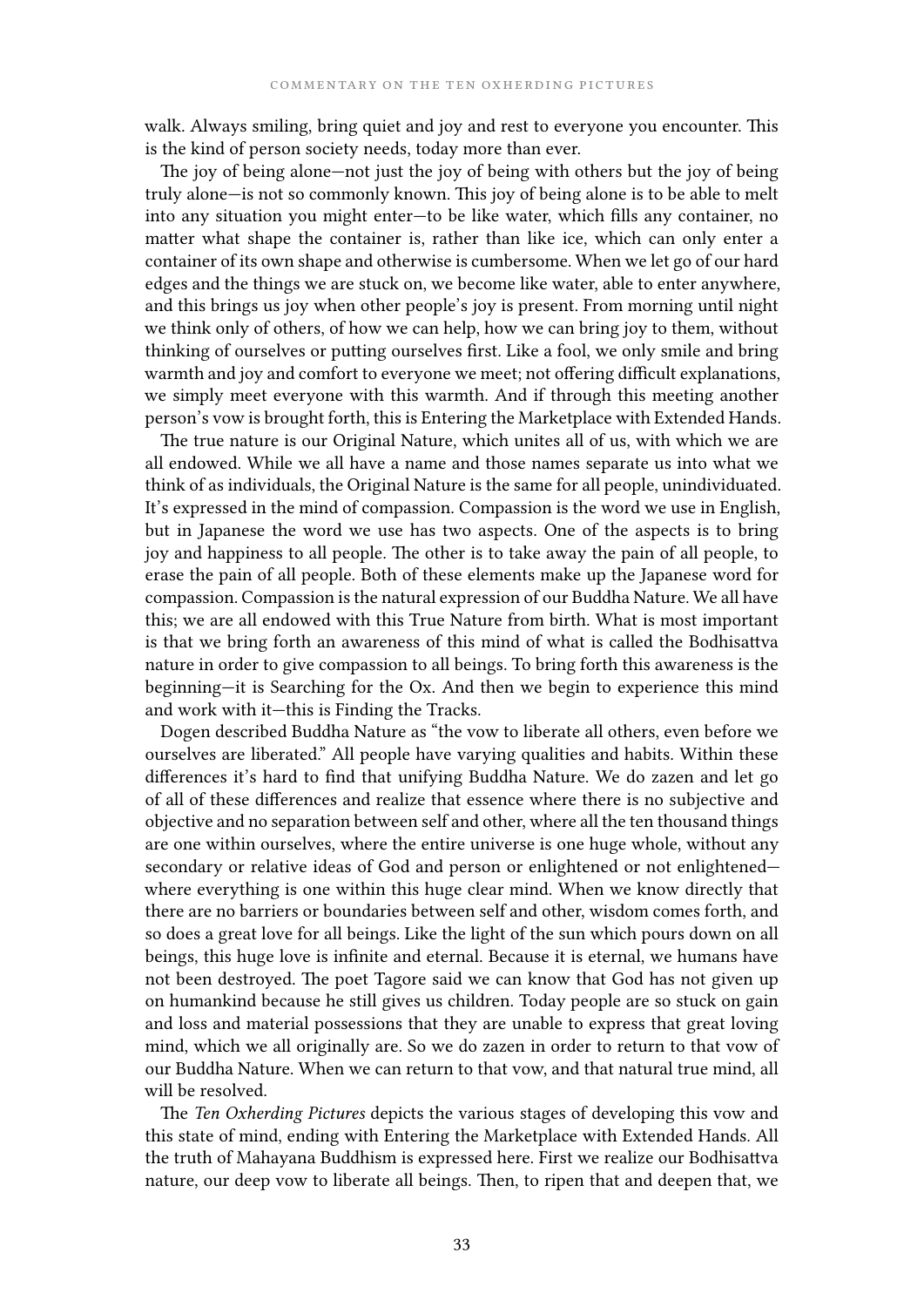walk. Always smiling, bring quiet and joy and rest to everyone you encounter. This is the kind of person society needs, today more than ever.

The joy of being alone—not just the joy of being with others but the joy of being truly alone—is not so commonly known. This joy of being alone is to be able to melt into any situation you might enter—to be like water, which fills any container, no matter what shape the container is, rather than like ice, which can only enter a container of its own shape and otherwise is cumbersome. When we let go of our hard edges and the things we are stuck on, we become like water, able to enter anywhere, and this brings us joy when other people's joy is present. From morning until night we think only of others, of how we can help, how we can bring joy to them, without thinking of ourselves or putting ourselves first. Like a fool, we only smile and bring warmth and joy and comfort to everyone we meet; not offering difficult explanations, we simply meet everyone with this warmth. And if through this meeting another person's vow is brought forth, this is Entering the Marketplace with Extended Hands.

The true nature is our Original Nature, which unites all of us, with which we are all endowed. While we all have a name and those names separate us into what we think of as individuals, the Original Nature is the same for all people, unindividuated. It's expressed in the mind of compassion. Compassion is the word we use in English, but in Japanese the word we use has two aspects. One of the aspects is to bring joy and happiness to all people. The other is to take away the pain of all people, to erase the pain of all people. Both of these elements make up the Japanese word for compassion. Compassion is the natural expression of our Buddha Nature. We all have this; we are all endowed with this True Nature from birth. What is most important is that we bring forth an awareness of this mind of what is called the Bodhisattva nature in order to give compassion to all beings. To bring forth this awareness is the beginning—it is Searching for the Ox. And then we begin to experience this mind and work with it—this is Finding the Tracks.

Dogen described Buddha Nature as "the vow to liberate all others, even before we ourselves are liberated." All people have varying qualities and habits. Within these differences it's hard to find that unifying Buddha Nature. We do zazen and let go of all of these differences and realize that essence where there is no subjective and objective and no separation between self and other, where all the ten thousand things are one within ourselves, where the entire universe is one huge whole, without any secondary or relative ideas of God and person or enlightened or not enlightened—where everything is one within this huge clear mind. When we know directly that there are no barriers or boundaries between self and other, wisdom comes forth, and so does a great love for all beings. Like the light of the sun which pours down on all beings, this huge love is infinite and eternal. Because it is eternal, we humans have not been destroyed. The poet Tagore said we can know that God has not given up on humankind because he still gives us children. Today people are so stuck on gain and loss and material possessions that they are unable to express that great loving mind, which we all originally are. So we do zazen in order to return to that vow of our Buddha Nature. When we can return to that vow, and that natural true mind, all will be resolved.

The *Ten Oxherding Pictures* depicts the various stages of developing this vow and this state of mind, ending with Entering the Marketplace with Extended Hands. All the truth of Mahayana Buddhism is expressed here. First we realize our Bodhisattva nature, our deep vow to liberate all beings. Then, to ripen that and deepen that, we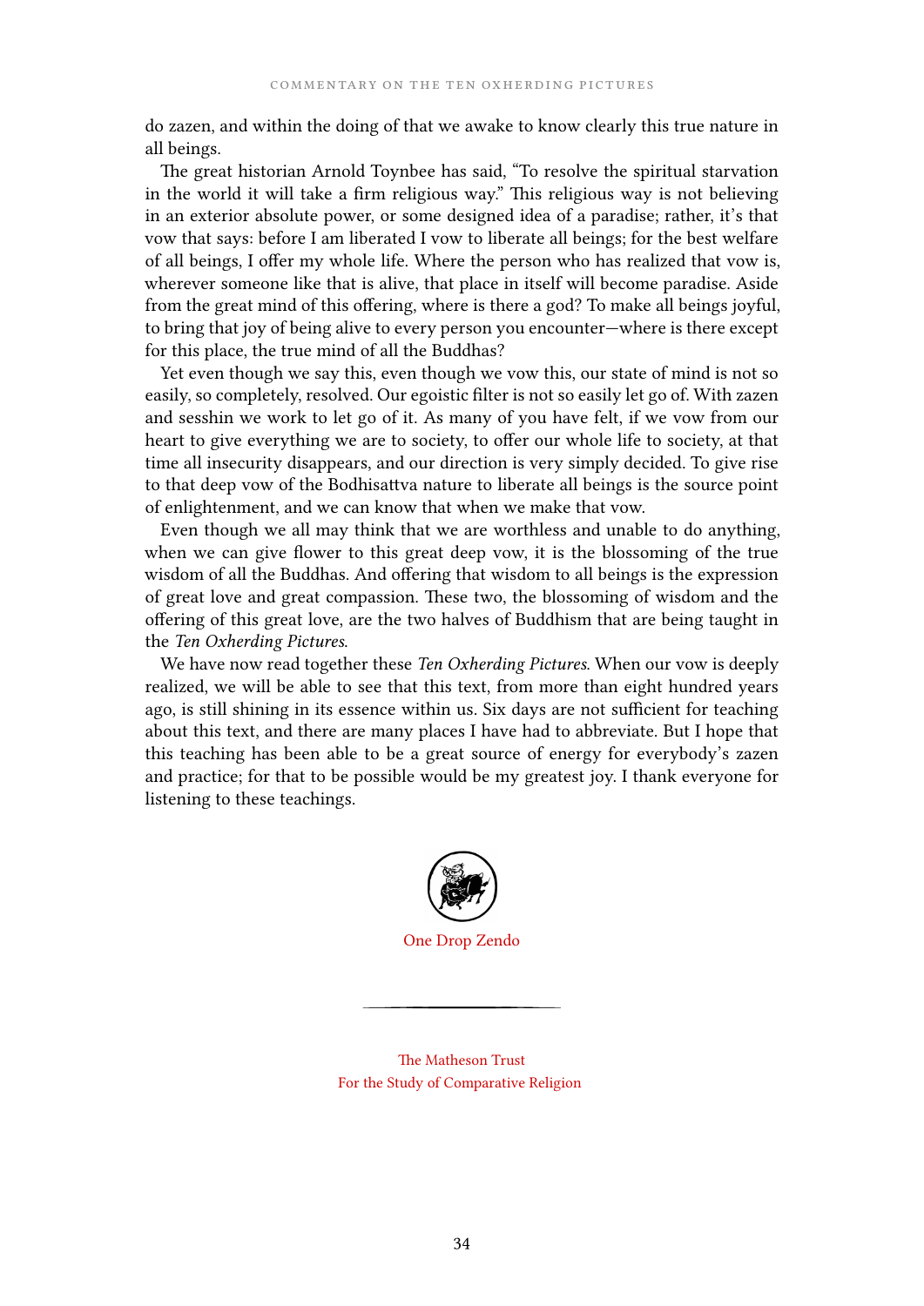do zazen, and within the doing of that we awake to know clearly this true nature in all beings.

The great historian Arnold Toynbee has said, "To resolve the spiritual starvation in the world it will take a firm religious way." This religious way is not believing in an exterior absolute power, or some designed idea of a paradise; rather, it's that vow that says: before I am liberated I vow to liberate all beings; for the best welfare of all beings, I offer my whole life. Where the person who has realized that vow is, wherever someone like that is alive, that place in itself will become paradise. Aside from the great mind of this offering, where is there a god? To make all beings joyful, to bring that joy of being alive to every person you encounter—where is there except for this place, the true mind of all the Buddhas?

Yet even though we say this, even though we vow this, our state of mind is not so easily, so completely, resolved. Our egoistic filter is not so easily let go of. With zazen and sesshin we work to let go of it. As many of you have felt, if we vow from our heart to give everything we are to society, to offer our whole life to society, at that time all insecurity disappears, and our direction is very simply decided. To give rise to that deep vow of the Bodhisattva nature to liberate all beings is the source point of enlightenment, and we can know that when we make that vow.

Even though we all may think that we are worthless and unable to do anything, when we can give flower to this great deep vow, it is the blossoming of the true wisdom of all the Buddhas. And offering that wisdom to all beings is the expression of great love and great compassion. These two, the blossoming of wisdom and the offering of this great love, are the two halves of Buddhism that are being taught in the *Ten Oxherding Pictures*.

We have now read together these *Ten Oxherding Pictures*. When our vow is deeply realized, we will be able to see that this text, from more than eight hundred years ago, is still shining in its essence within us. Six days are not sufficient for teaching about this text, and there are many places I have had to abbreviate. But I hope that this teaching has been able to be a great source of energy for everybody's zazen and practice; for that to be possible would be my greatest joy. I thank everyone for listening to these teachings.

One Drop Zendo

---

The Matheson Trust
For the Study of Comparative Religion